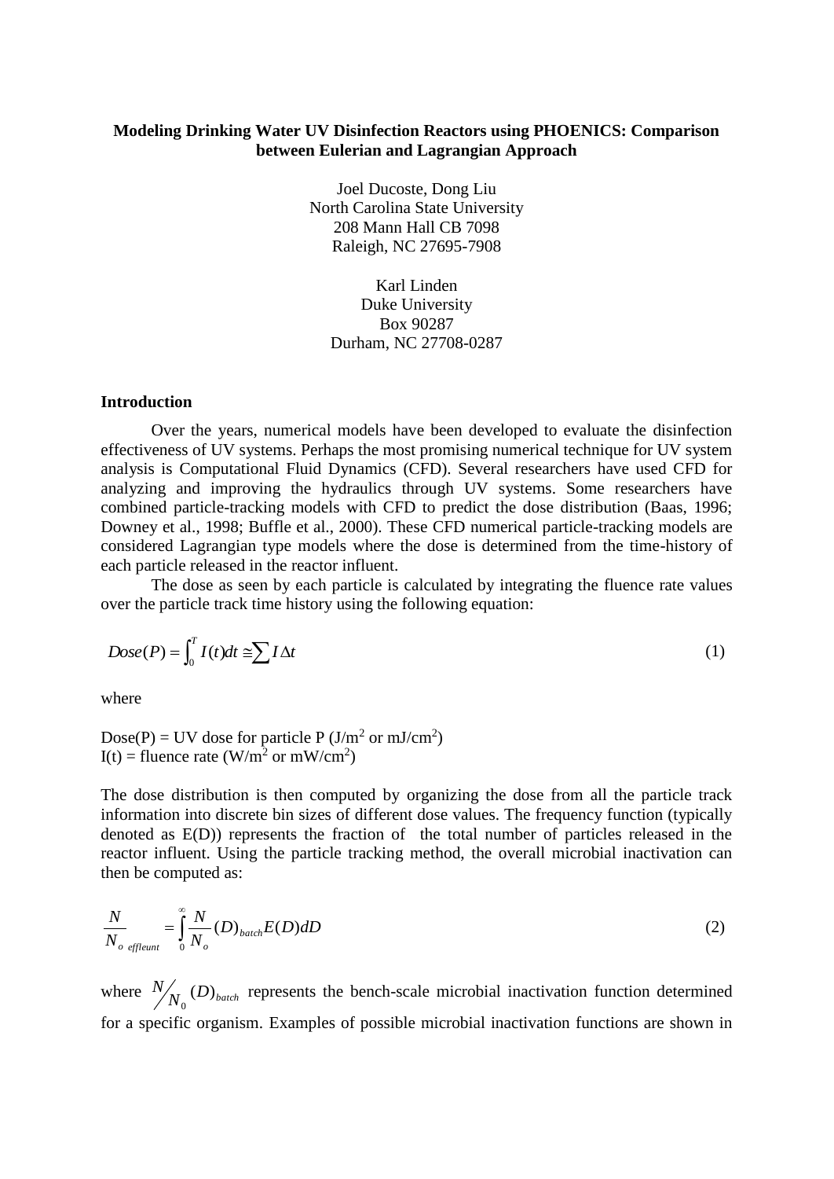# Modeling Drinking Water UV Disinfection Reactors using PHOENICS: Comparison between Eulerian and Lagrangian Approach

Joel Ducoste, Dong Liu
North Carolina State University
208 Mann Hall CB 7098
Raleigh, NC 27695-7908

Karl Linden
Duke University
Box 90287
Durham, NC 27708-0287

## Introduction

Over the years, numerical models have been developed to evaluate the disinfection effectiveness of UV systems. Perhaps the most promising numerical technique for UV system analysis is Computational Fluid Dynamics (CFD). Several researchers have used CFD for analyzing and improving the hydraulics through UV systems. Some researchers have combined particle-tracking models with CFD to predict the dose distribution (Baas, 1996; Downey et al., 1998; Buffle et al., 2000). These CFD numerical particle-tracking models are considered Lagrangian type models where the dose is determined from the time-history of each particle released in the reactor influent.

The dose as seen by each particle is calculated by integrating the fluence rate values over the particle track time history using the following equation:

$$Dose(P) = \int_0^T I(t)dt \cong \sum I\Delta t \tag{1}$$

where

Dose(P) = UV dose for particle P (J/m$^2$ or mJ/cm$^2$)
I(t) = fluence rate (W/m$^2$ or mW/cm$^2$)

The dose distribution is then computed by organizing the dose from all the particle track information into discrete bin sizes of different dose values. The frequency function (typically denoted as E(D)) represents the fraction of the total number of particles released in the reactor influent. Using the particle tracking method, the overall microbial inactivation can then be computed as:

$$\frac{N}{N_o}_{effleunt} = \int_0^\infty \frac{N}{N_o}(D)_{batch} E(D)dD \tag{2}$$

where $N/N_0 (D)_{batch}$ represents the bench-scale microbial inactivation function determined for a specific organism. Examples of possible microbial inactivation functions are shown in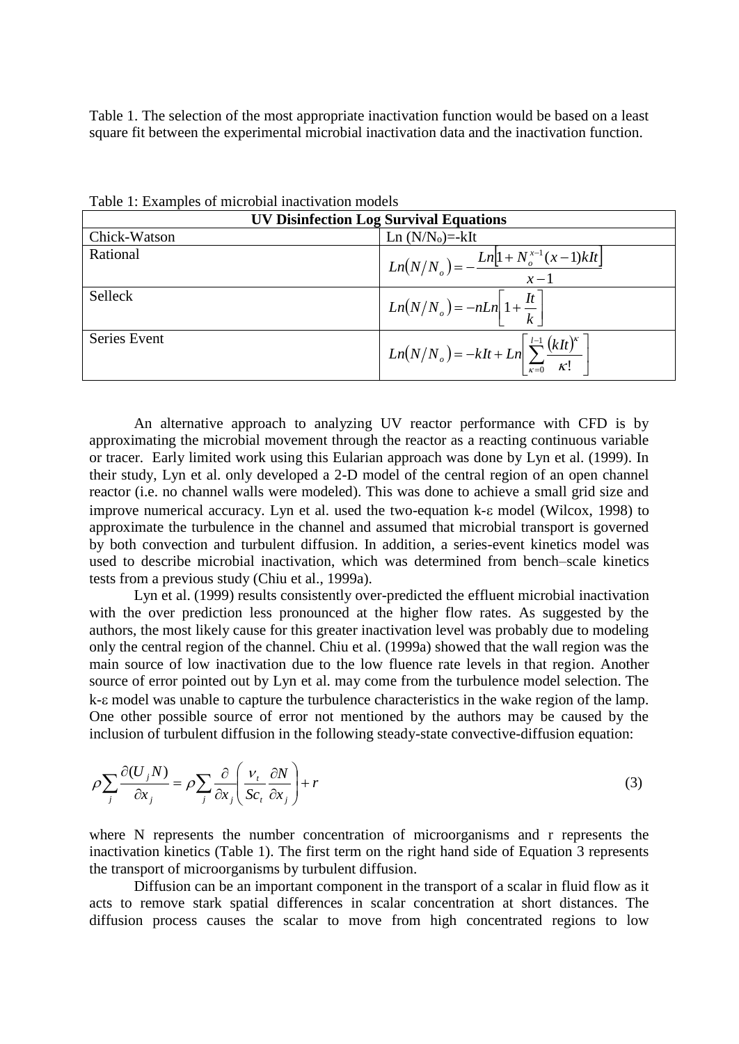Table 1. The selection of the most appropriate inactivation function would be based on a least square fit between the experimental microbial inactivation data and the inactivation function.

Table 1: Examples of microbial inactivation models

| **UV Disinfection Log Survival Equations** | |
|---|---|
| Chick-Watson | $Ln\,(N/N_o)=-kIt$ |
| Rational | $Ln(N/N_o) = -\dfrac{Ln\left[1+N_o^{x-1}(x-1)kIt\right]}{x-1}$ |
| Selleck | $Ln(N/N_o) = -nLn\left[1+\dfrac{It}{k}\right]$ |
| Series Event | $Ln(N/N_o) = -kIt + Ln\left[\sum_{\kappa=0}^{l-1}\dfrac{(kIt)^{\kappa}}{\kappa!}\right]$ |

An alternative approach to analyzing UV reactor performance with CFD is by approximating the microbial movement through the reactor as a reacting continuous variable or tracer. Early limited work using this Eularian approach was done by Lyn et al. (1999). In their study, Lyn et al. only developed a 2-D model of the central region of an open channel reactor (i.e. no channel walls were modeled). This was done to achieve a small grid size and improve numerical accuracy. Lyn et al. used the two-equation k-ε model (Wilcox, 1998) to approximate the turbulence in the channel and assumed that microbial transport is governed by both convection and turbulent diffusion. In addition, a series-event kinetics model was used to describe microbial inactivation, which was determined from bench–scale kinetics tests from a previous study (Chiu et al., 1999a).

Lyn et al. (1999) results consistently over-predicted the effluent microbial inactivation with the over prediction less pronounced at the higher flow rates. As suggested by the authors, the most likely cause for this greater inactivation level was probably due to modeling only the central region of the channel. Chiu et al. (1999a) showed that the wall region was the main source of low inactivation due to the low fluence rate levels in that region. Another source of error pointed out by Lyn et al. may come from the turbulence model selection. The k-ε model was unable to capture the turbulence characteristics in the wake region of the lamp. One other possible source of error not mentioned by the authors may be caused by the inclusion of turbulent diffusion in the following steady-state convective-diffusion equation:

$$\rho\sum_j \frac{\partial(U_j N)}{\partial x_j} = \rho\sum_j \frac{\partial}{\partial x_j}\left(\frac{\nu_t}{Sc_t}\frac{\partial N}{\partial x_j}\right) + r \tag{3}$$

where N represents the number concentration of microorganisms and r represents the inactivation kinetics (Table 1). The first term on the right hand side of Equation 3 represents the transport of microorganisms by turbulent diffusion.

Diffusion can be an important component in the transport of a scalar in fluid flow as it acts to remove stark spatial differences in scalar concentration at short distances. The diffusion process causes the scalar to move from high concentrated regions to low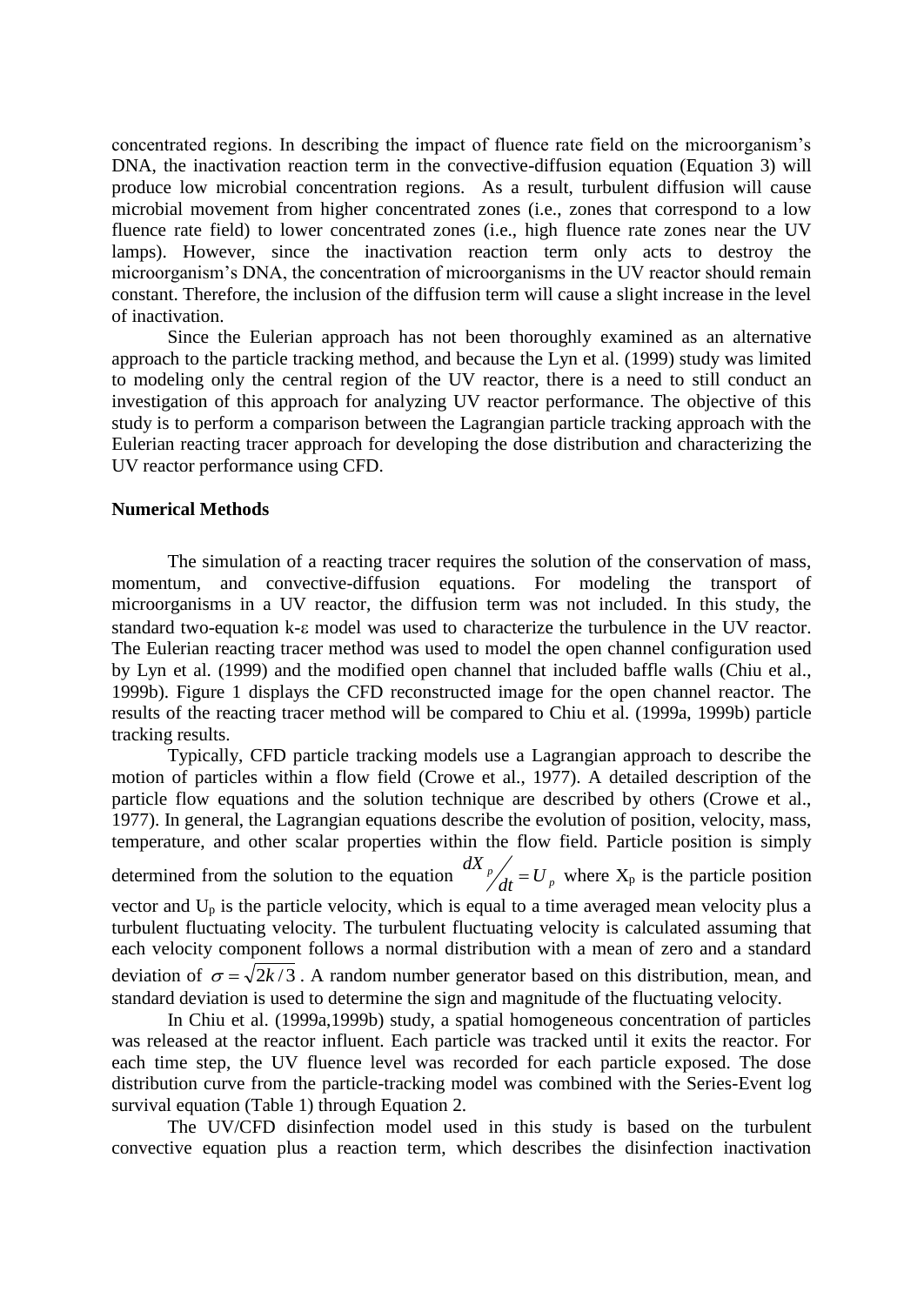concentrated regions. In describing the impact of fluence rate field on the microorganism's DNA, the inactivation reaction term in the convective-diffusion equation (Equation 3) will produce low microbial concentration regions. As a result, turbulent diffusion will cause microbial movement from higher concentrated zones (i.e., zones that correspond to a low fluence rate field) to lower concentrated zones (i.e., high fluence rate zones near the UV lamps). However, since the inactivation reaction term only acts to destroy the microorganism's DNA, the concentration of microorganisms in the UV reactor should remain constant. Therefore, the inclusion of the diffusion term will cause a slight increase in the level of inactivation.

Since the Eulerian approach has not been thoroughly examined as an alternative approach to the particle tracking method, and because the Lyn et al. (1999) study was limited to modeling only the central region of the UV reactor, there is a need to still conduct an investigation of this approach for analyzing UV reactor performance. The objective of this study is to perform a comparison between the Lagrangian particle tracking approach with the Eulerian reacting tracer approach for developing the dose distribution and characterizing the UV reactor performance using CFD.

**Numerical Methods**

The simulation of a reacting tracer requires the solution of the conservation of mass, momentum, and convective-diffusion equations. For modeling the transport of microorganisms in a UV reactor, the diffusion term was not included. In this study, the standard two-equation k-$\varepsilon$ model was used to characterize the turbulence in the UV reactor. The Eulerian reacting tracer method was used to model the open channel configuration used by Lyn et al. (1999) and the modified open channel that included baffle walls (Chiu et al., 1999b). Figure 1 displays the CFD reconstructed image for the open channel reactor. The results of the reacting tracer method will be compared to Chiu et al. (1999a, 1999b) particle tracking results.

Typically, CFD particle tracking models use a Lagrangian approach to describe the motion of particles within a flow field (Crowe et al., 1977). A detailed description of the particle flow equations and the solution technique are described by others (Crowe et al., 1977). In general, the Lagrangian equations describe the evolution of position, velocity, mass, temperature, and other scalar properties within the flow field. Particle position is simply determined from the solution to the equation $dX_p/dt = U_p$ where $X_p$ is the particle position vector and $U_p$ is the particle velocity, which is equal to a time averaged mean velocity plus a turbulent fluctuating velocity. The turbulent fluctuating velocity is calculated assuming that each velocity component follows a normal distribution with a mean of zero and a standard deviation of $\sigma = \sqrt{2k/3}$. A random number generator based on this distribution, mean, and standard deviation is used to determine the sign and magnitude of the fluctuating velocity.

In Chiu et al. (1999a,1999b) study, a spatial homogeneous concentration of particles was released at the reactor influent. Each particle was tracked until it exits the reactor. For each time step, the UV fluence level was recorded for each particle exposed. The dose distribution curve from the particle-tracking model was combined with the Series-Event log survival equation (Table 1) through Equation 2.

The UV/CFD disinfection model used in this study is based on the turbulent convective equation plus a reaction term, which describes the disinfection inactivation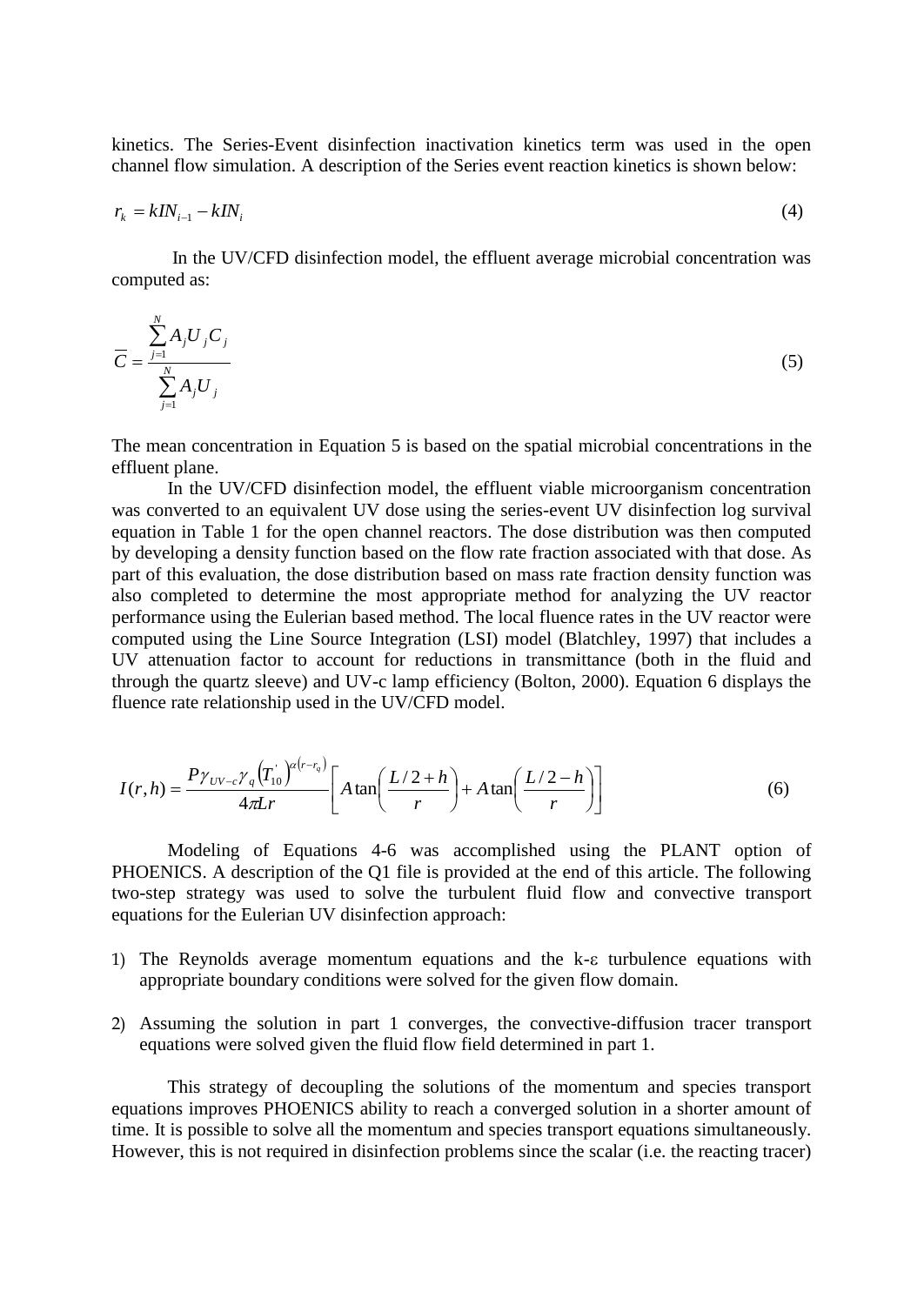kinetics. The Series-Event disinfection inactivation kinetics term was used in the open channel flow simulation. A description of the Series event reaction kinetics is shown below:

$$r_k = kIN_{i-1} - kIN_i \tag{4}$$

In the UV/CFD disinfection model, the effluent average microbial concentration was computed as:

$$\overline{C} = \frac{\sum_{j=1}^{N} A_j U_j C_j}{\sum_{j=1}^{N} A_j U_j} \tag{5}$$

The mean concentration in Equation 5 is based on the spatial microbial concentrations in the effluent plane.

In the UV/CFD disinfection model, the effluent viable microorganism concentration was converted to an equivalent UV dose using the series-event UV disinfection log survival equation in Table 1 for the open channel reactors. The dose distribution was then computed by developing a density function based on the flow rate fraction associated with that dose. As part of this evaluation, the dose distribution based on mass rate fraction density function was also completed to determine the most appropriate method for analyzing the UV reactor performance using the Eulerian based method. The local fluence rates in the UV reactor were computed using the Line Source Integration (LSI) model (Blatchley, 1997) that includes a UV attenuation factor to account for reductions in transmittance (both in the fluid and through the quartz sleeve) and UV-c lamp efficiency (Bolton, 2000). Equation 6 displays the fluence rate relationship used in the UV/CFD model.

$$I(r,h) = \frac{P\gamma_{UV-c}\gamma_q \left(T_{10}^{'}\right)^{\alpha\left(r-r_q\right)}}{4\pi Lr}\left[A\tan\left(\frac{L/2+h}{r}\right) + A\tan\left(\frac{L/2-h}{r}\right)\right] \tag{6}$$

Modeling of Equations 4-6 was accomplished using the PLANT option of PHOENICS. A description of the Q1 file is provided at the end of this article. The following two-step strategy was used to solve the turbulent fluid flow and convective transport equations for the Eulerian UV disinfection approach:

1) The Reynolds average momentum equations and the k-ε turbulence equations with appropriate boundary conditions were solved for the given flow domain.

2) Assuming the solution in part 1 converges, the convective-diffusion tracer transport equations were solved given the fluid flow field determined in part 1.

This strategy of decoupling the solutions of the momentum and species transport equations improves PHOENICS ability to reach a converged solution in a shorter amount of time. It is possible to solve all the momentum and species transport equations simultaneously. However, this is not required in disinfection problems since the scalar (i.e. the reacting tracer)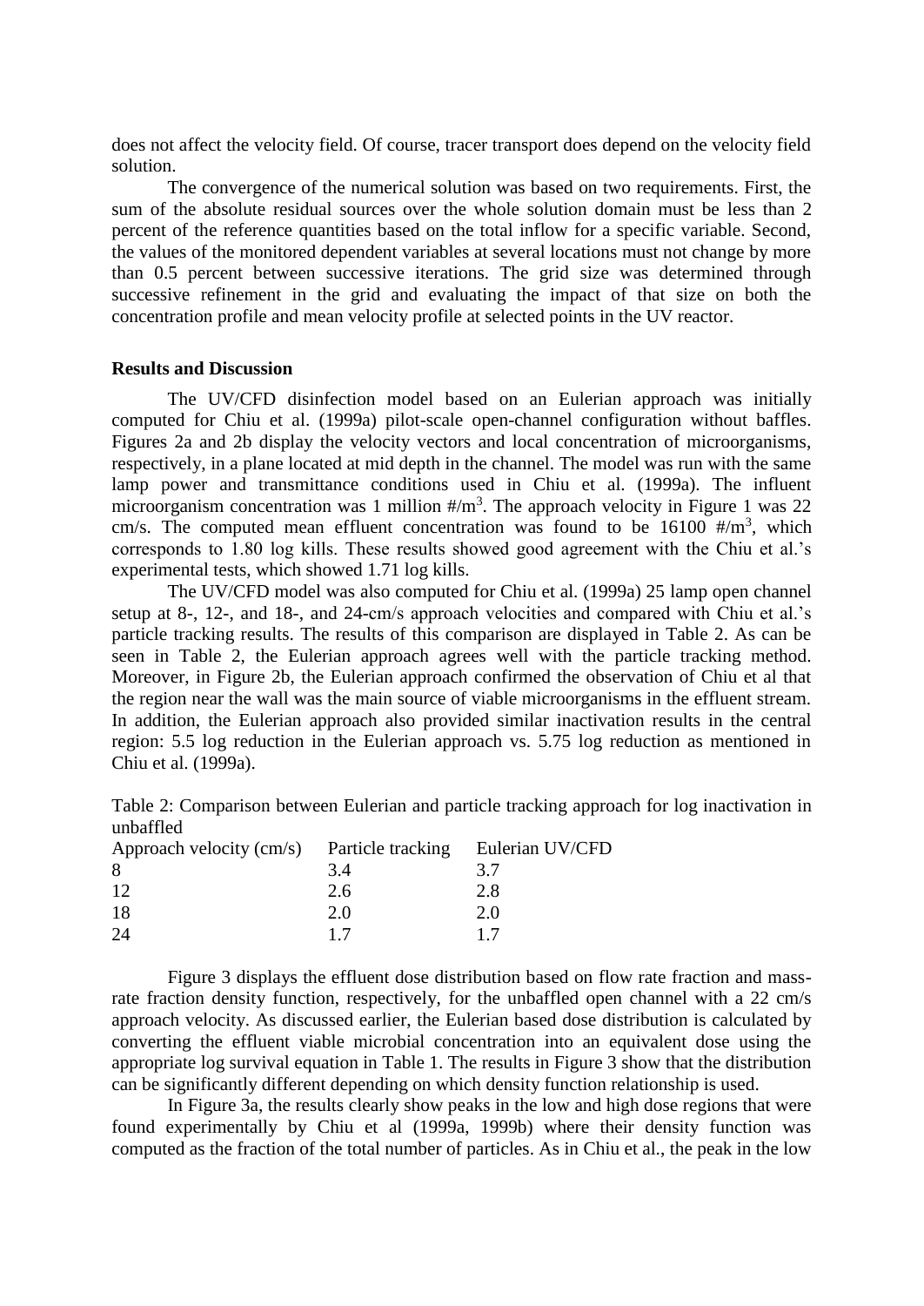does not affect the velocity field. Of course, tracer transport does depend on the velocity field solution.

The convergence of the numerical solution was based on two requirements. First, the sum of the absolute residual sources over the whole solution domain must be less than 2 percent of the reference quantities based on the total inflow for a specific variable. Second, the values of the monitored dependent variables at several locations must not change by more than 0.5 percent between successive iterations. The grid size was determined through successive refinement in the grid and evaluating the impact of that size on both the concentration profile and mean velocity profile at selected points in the UV reactor.

**Results and Discussion**

The UV/CFD disinfection model based on an Eulerian approach was initially computed for Chiu et al. (1999a) pilot-scale open-channel configuration without baffles. Figures 2a and 2b display the velocity vectors and local concentration of microorganisms, respectively, in a plane located at mid depth in the channel. The model was run with the same lamp power and transmittance conditions used in Chiu et al. (1999a). The influent microorganism concentration was 1 million #/m$^3$. The approach velocity in Figure 1 was 22 cm/s. The computed mean effluent concentration was found to be 16100 #/m$^3$, which corresponds to 1.80 log kills. These results showed good agreement with the Chiu et al.'s experimental tests, which showed 1.71 log kills.

The UV/CFD model was also computed for Chiu et al. (1999a) 25 lamp open channel setup at 8-, 12-, and 18-, and 24-cm/s approach velocities and compared with Chiu et al.'s particle tracking results. The results of this comparison are displayed in Table 2. As can be seen in Table 2, the Eulerian approach agrees well with the particle tracking method. Moreover, in Figure 2b, the Eulerian approach confirmed the observation of Chiu et al that the region near the wall was the main source of viable microorganisms in the effluent stream. In addition, the Eulerian approach also provided similar inactivation results in the central region: 5.5 log reduction in the Eulerian approach vs. 5.75 log reduction as mentioned in Chiu et al. (1999a).

Table 2: Comparison between Eulerian and particle tracking approach for log inactivation in unbaffled

| Approach velocity (cm/s) | Particle tracking | Eulerian UV/CFD |
|---|---|---|
| 8 | 3.4 | 3.7 |
| 12 | 2.6 | 2.8 |
| 18 | 2.0 | 2.0 |
| 24 | 1.7 | 1.7 |

Figure 3 displays the effluent dose distribution based on flow rate fraction and mass-rate fraction density function, respectively, for the unbaffled open channel with a 22 cm/s approach velocity. As discussed earlier, the Eulerian based dose distribution is calculated by converting the effluent viable microbial concentration into an equivalent dose using the appropriate log survival equation in Table 1. The results in Figure 3 show that the distribution can be significantly different depending on which density function relationship is used.

In Figure 3a, the results clearly show peaks in the low and high dose regions that were found experimentally by Chiu et al (1999a, 1999b) where their density function was computed as the fraction of the total number of particles. As in Chiu et al., the peak in the low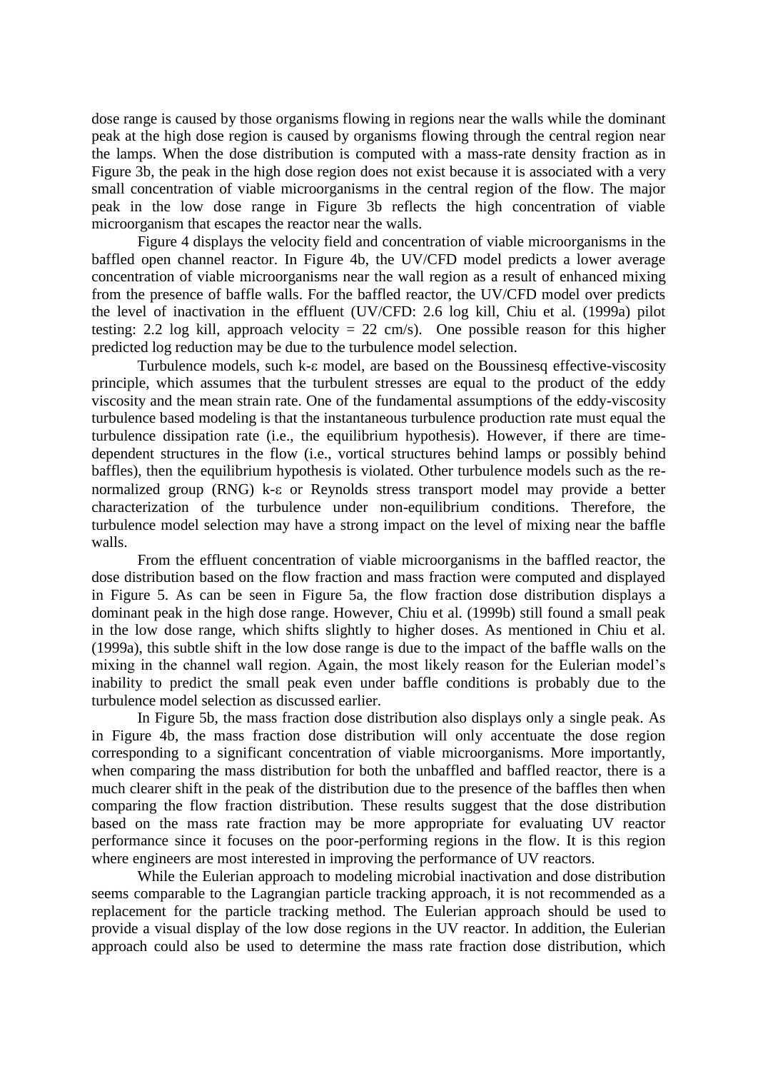dose range is caused by those organisms flowing in regions near the walls while the dominant peak at the high dose region is caused by organisms flowing through the central region near the lamps. When the dose distribution is computed with a mass-rate density fraction as in Figure 3b, the peak in the high dose region does not exist because it is associated with a very small concentration of viable microorganisms in the central region of the flow. The major peak in the low dose range in Figure 3b reflects the high concentration of viable microorganism that escapes the reactor near the walls.

Figure 4 displays the velocity field and concentration of viable microorganisms in the baffled open channel reactor. In Figure 4b, the UV/CFD model predicts a lower average concentration of viable microorganisms near the wall region as a result of enhanced mixing from the presence of baffle walls. For the baffled reactor, the UV/CFD model over predicts the level of inactivation in the effluent (UV/CFD: 2.6 log kill, Chiu et al. (1999a) pilot testing: 2.2 log kill, approach velocity = 22 cm/s). One possible reason for this higher predicted log reduction may be due to the turbulence model selection.

Turbulence models, such k-ε model, are based on the Boussinesq effective-viscosity principle, which assumes that the turbulent stresses are equal to the product of the eddy viscosity and the mean strain rate. One of the fundamental assumptions of the eddy-viscosity turbulence based modeling is that the instantaneous turbulence production rate must equal the turbulence dissipation rate (i.e., the equilibrium hypothesis). However, if there are time-dependent structures in the flow (i.e., vortical structures behind lamps or possibly behind baffles), then the equilibrium hypothesis is violated. Other turbulence models such as the re-normalized group (RNG) k-ε or Reynolds stress transport model may provide a better characterization of the turbulence under non-equilibrium conditions. Therefore, the turbulence model selection may have a strong impact on the level of mixing near the baffle walls.

From the effluent concentration of viable microorganisms in the baffled reactor, the dose distribution based on the flow fraction and mass fraction were computed and displayed in Figure 5. As can be seen in Figure 5a, the flow fraction dose distribution displays a dominant peak in the high dose range. However, Chiu et al. (1999b) still found a small peak in the low dose range, which shifts slightly to higher doses. As mentioned in Chiu et al. (1999a), this subtle shift in the low dose range is due to the impact of the baffle walls on the mixing in the channel wall region. Again, the most likely reason for the Eulerian model's inability to predict the small peak even under baffle conditions is probably due to the turbulence model selection as discussed earlier.

In Figure 5b, the mass fraction dose distribution also displays only a single peak. As in Figure 4b, the mass fraction dose distribution will only accentuate the dose region corresponding to a significant concentration of viable microorganisms. More importantly, when comparing the mass distribution for both the unbaffled and baffled reactor, there is a much clearer shift in the peak of the distribution due to the presence of the baffles then when comparing the flow fraction distribution. These results suggest that the dose distribution based on the mass rate fraction may be more appropriate for evaluating UV reactor performance since it focuses on the poor-performing regions in the flow. It is this region where engineers are most interested in improving the performance of UV reactors.

While the Eulerian approach to modeling microbial inactivation and dose distribution seems comparable to the Lagrangian particle tracking approach, it is not recommended as a replacement for the particle tracking method. The Eulerian approach should be used to provide a visual display of the low dose regions in the UV reactor. In addition, the Eulerian approach could also be used to determine the mass rate fraction dose distribution, which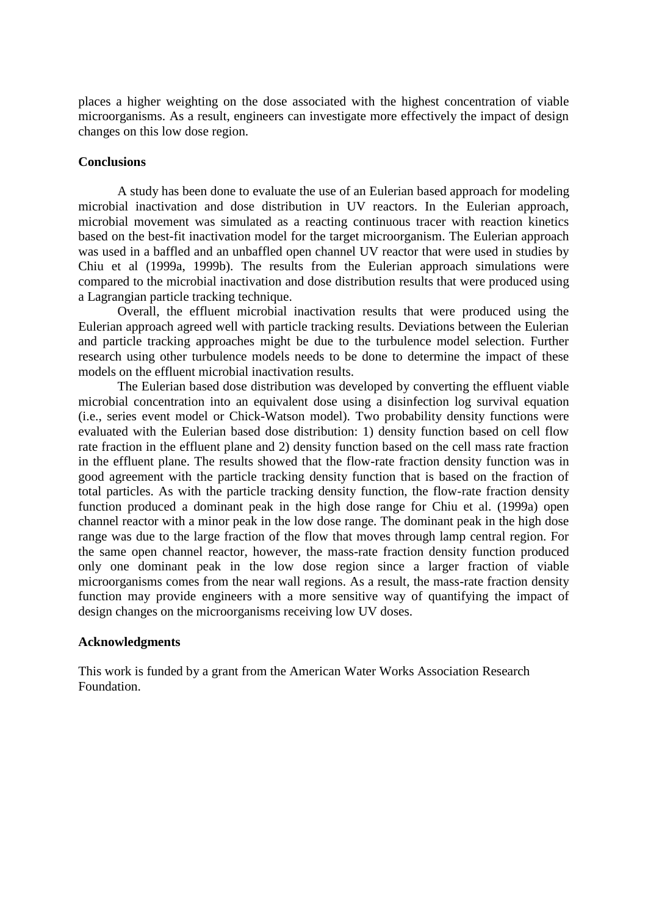places a higher weighting on the dose associated with the highest concentration of viable microorganisms. As a result, engineers can investigate more effectively the impact of design changes on this low dose region.

## Conclusions

A study has been done to evaluate the use of an Eulerian based approach for modeling microbial inactivation and dose distribution in UV reactors. In the Eulerian approach, microbial movement was simulated as a reacting continuous tracer with reaction kinetics based on the best-fit inactivation model for the target microorganism. The Eulerian approach was used in a baffled and an unbaffled open channel UV reactor that were used in studies by Chiu et al (1999a, 1999b). The results from the Eulerian approach simulations were compared to the microbial inactivation and dose distribution results that were produced using a Lagrangian particle tracking technique.

Overall, the effluent microbial inactivation results that were produced using the Eulerian approach agreed well with particle tracking results. Deviations between the Eulerian and particle tracking approaches might be due to the turbulence model selection. Further research using other turbulence models needs to be done to determine the impact of these models on the effluent microbial inactivation results.

The Eulerian based dose distribution was developed by converting the effluent viable microbial concentration into an equivalent dose using a disinfection log survival equation (i.e., series event model or Chick-Watson model). Two probability density functions were evaluated with the Eulerian based dose distribution: 1) density function based on cell flow rate fraction in the effluent plane and 2) density function based on the cell mass rate fraction in the effluent plane. The results showed that the flow-rate fraction density function was in good agreement with the particle tracking density function that is based on the fraction of total particles. As with the particle tracking density function, the flow-rate fraction density function produced a dominant peak in the high dose range for Chiu et al. (1999a) open channel reactor with a minor peak in the low dose range. The dominant peak in the high dose range was due to the large fraction of the flow that moves through lamp central region. For the same open channel reactor, however, the mass-rate fraction density function produced only one dominant peak in the low dose region since a larger fraction of viable microorganisms comes from the near wall regions. As a result, the mass-rate fraction density function may provide engineers with a more sensitive way of quantifying the impact of design changes on the microorganisms receiving low UV doses.

## Acknowledgments

This work is funded by a grant from the American Water Works Association Research Foundation.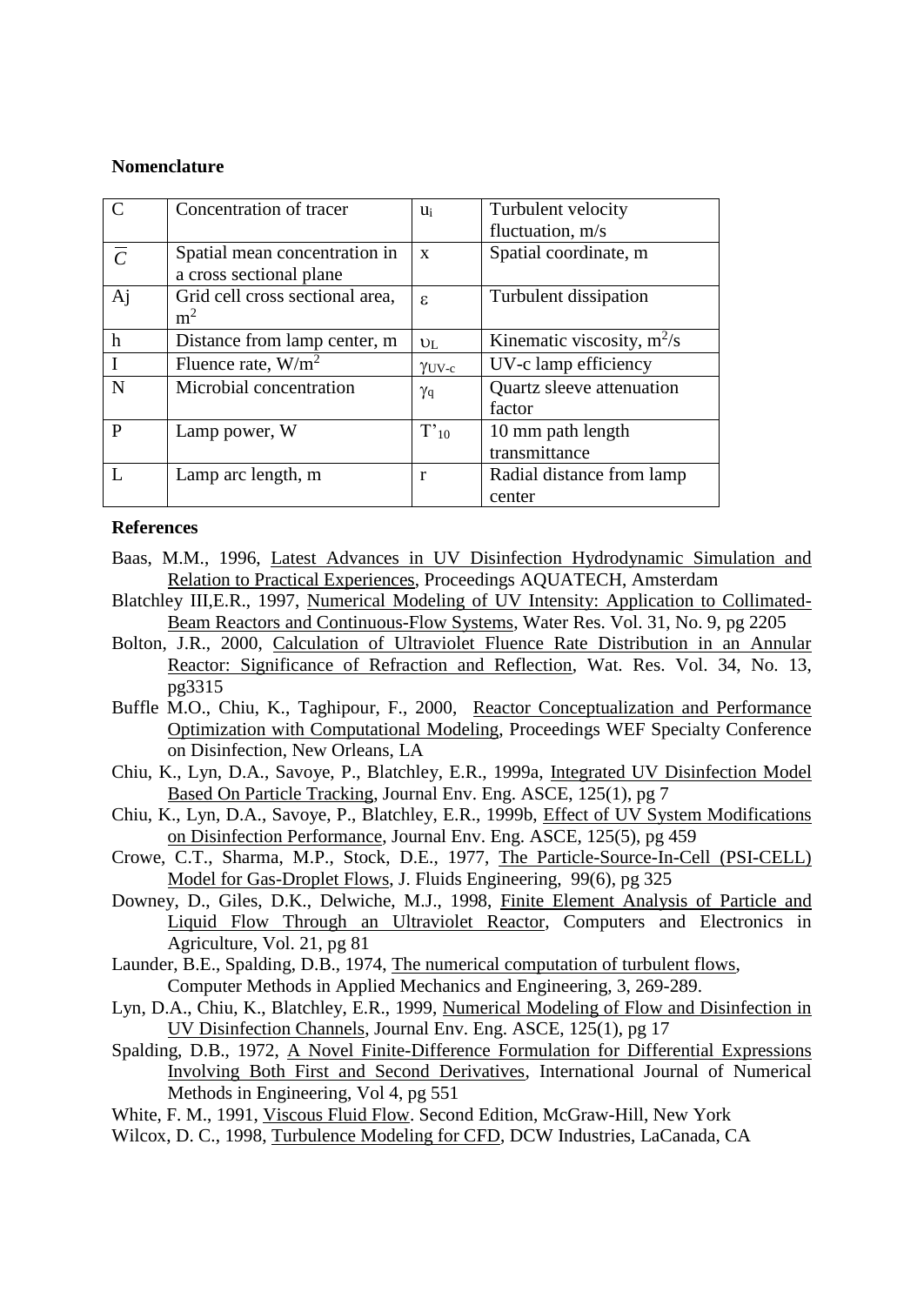**Nomenclature**

| | | | |
|---|---|---|---|
| C | Concentration of tracer | $u_i$ | Turbulent velocity fluctuation, m/s |
| $\overline{C}$ | Spatial mean concentration in a cross sectional plane | x | Spatial coordinate, m |
| Aj | Grid cell cross sectional area, $m^2$ | $\varepsilon$ | Turbulent dissipation |
| h | Distance from lamp center, m | $\upsilon_L$ | Kinematic viscosity, $m^2/s$ |
| I | Fluence rate, $W/m^2$ | $\gamma_{UV\text{-}c}$ | UV-c lamp efficiency |
| N | Microbial concentration | $\gamma_q$ | Quartz sleeve attenuation factor |
| P | Lamp power, W | $T'_{10}$ | 10 mm path length transmittance |
| L | Lamp arc length, m | r | Radial distance from lamp center |

**References**

Baas, M.M., 1996, Latest Advances in UV Disinfection Hydrodynamic Simulation and Relation to Practical Experiences, Proceedings AQUATECH, Amsterdam

Blatchley III,E.R., 1997, Numerical Modeling of UV Intensity: Application to Collimated-Beam Reactors and Continuous-Flow Systems, Water Res. Vol. 31, No. 9, pg 2205

Bolton, J.R., 2000, Calculation of Ultraviolet Fluence Rate Distribution in an Annular Reactor: Significance of Refraction and Reflection, Wat. Res. Vol. 34, No. 13, pg3315

Buffle M.O., Chiu, K., Taghipour, F., 2000, Reactor Conceptualization and Performance Optimization with Computational Modeling, Proceedings WEF Specialty Conference on Disinfection, New Orleans, LA

Chiu, K., Lyn, D.A., Savoye, P., Blatchley, E.R., 1999a, Integrated UV Disinfection Model Based On Particle Tracking, Journal Env. Eng. ASCE, 125(1), pg 7

Chiu, K., Lyn, D.A., Savoye, P., Blatchley, E.R., 1999b, Effect of UV System Modifications on Disinfection Performance, Journal Env. Eng. ASCE, 125(5), pg 459

Crowe, C.T., Sharma, M.P., Stock, D.E., 1977, The Particle-Source-In-Cell (PSI-CELL) Model for Gas-Droplet Flows, J. Fluids Engineering, 99(6), pg 325

Downey, D., Giles, D.K., Delwiche, M.J., 1998, Finite Element Analysis of Particle and Liquid Flow Through an Ultraviolet Reactor, Computers and Electronics in Agriculture, Vol. 21, pg 81

Launder, B.E., Spalding, D.B., 1974, The numerical computation of turbulent flows, Computer Methods in Applied Mechanics and Engineering, 3, 269-289.

Lyn, D.A., Chiu, K., Blatchley, E.R., 1999, Numerical Modeling of Flow and Disinfection in UV Disinfection Channels, Journal Env. Eng. ASCE, 125(1), pg 17

Spalding, D.B., 1972, A Novel Finite-Difference Formulation for Differential Expressions Involving Both First and Second Derivatives, International Journal of Numerical Methods in Engineering, Vol 4, pg 551

White, F. M., 1991, Viscous Fluid Flow. Second Edition, McGraw-Hill, New York

Wilcox, D. C., 1998, Turbulence Modeling for CFD, DCW Industries, LaCanada, CA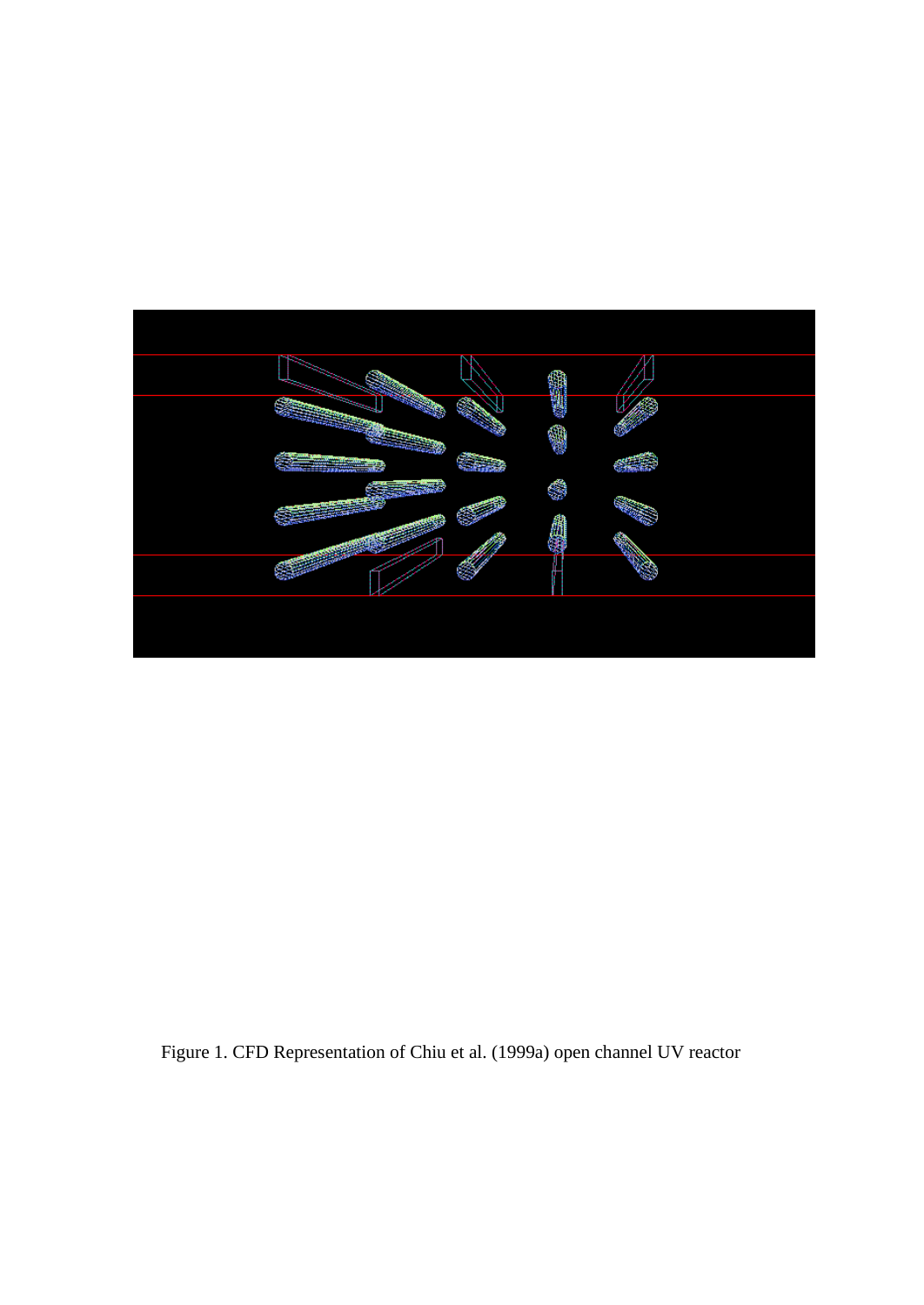Figure 1. CFD Representation of Chiu et al. (1999a) open channel UV reactor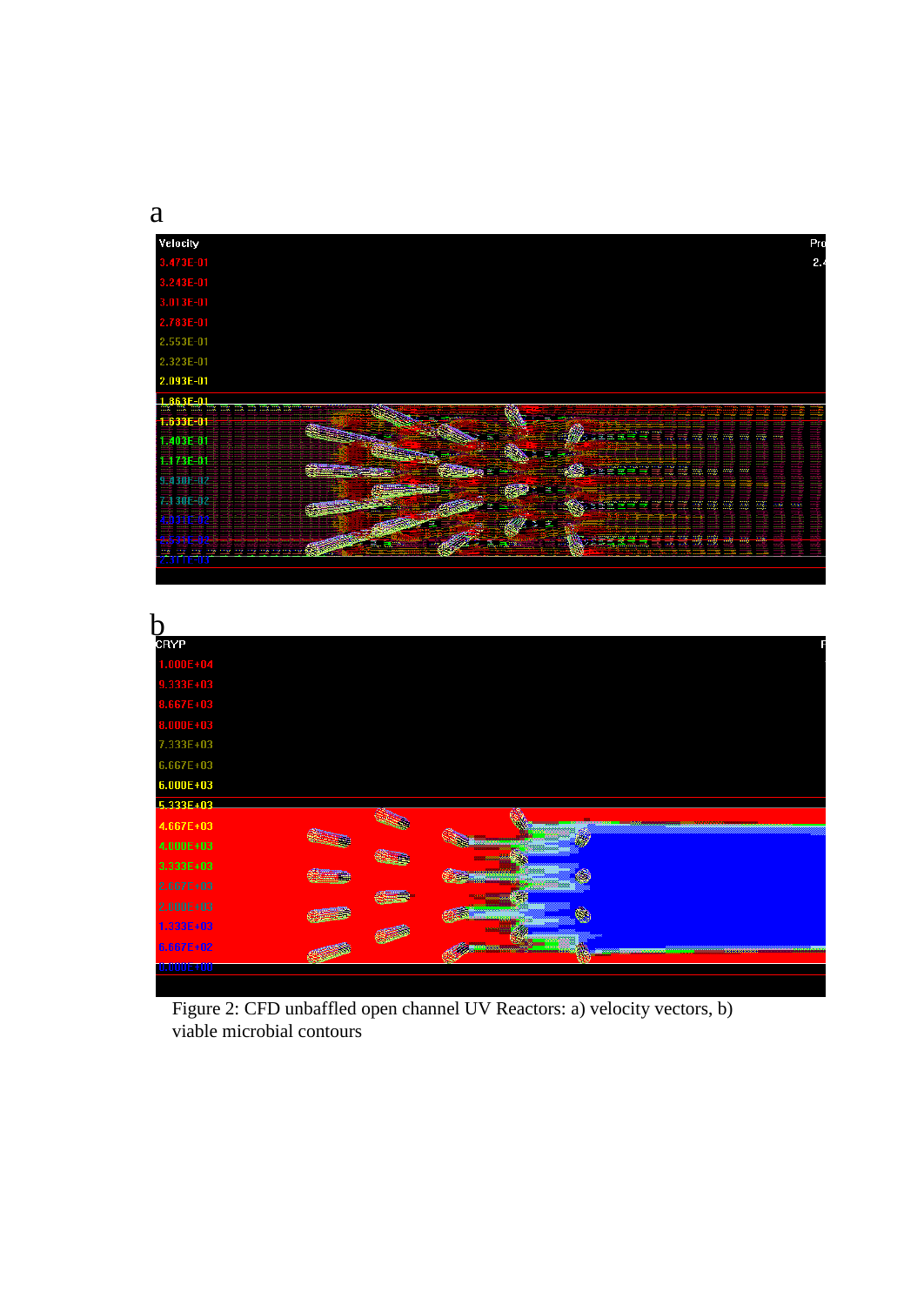Figure 2: CFD unbaffled open channel UV Reactors: a) velocity vectors, b) viable microbial contours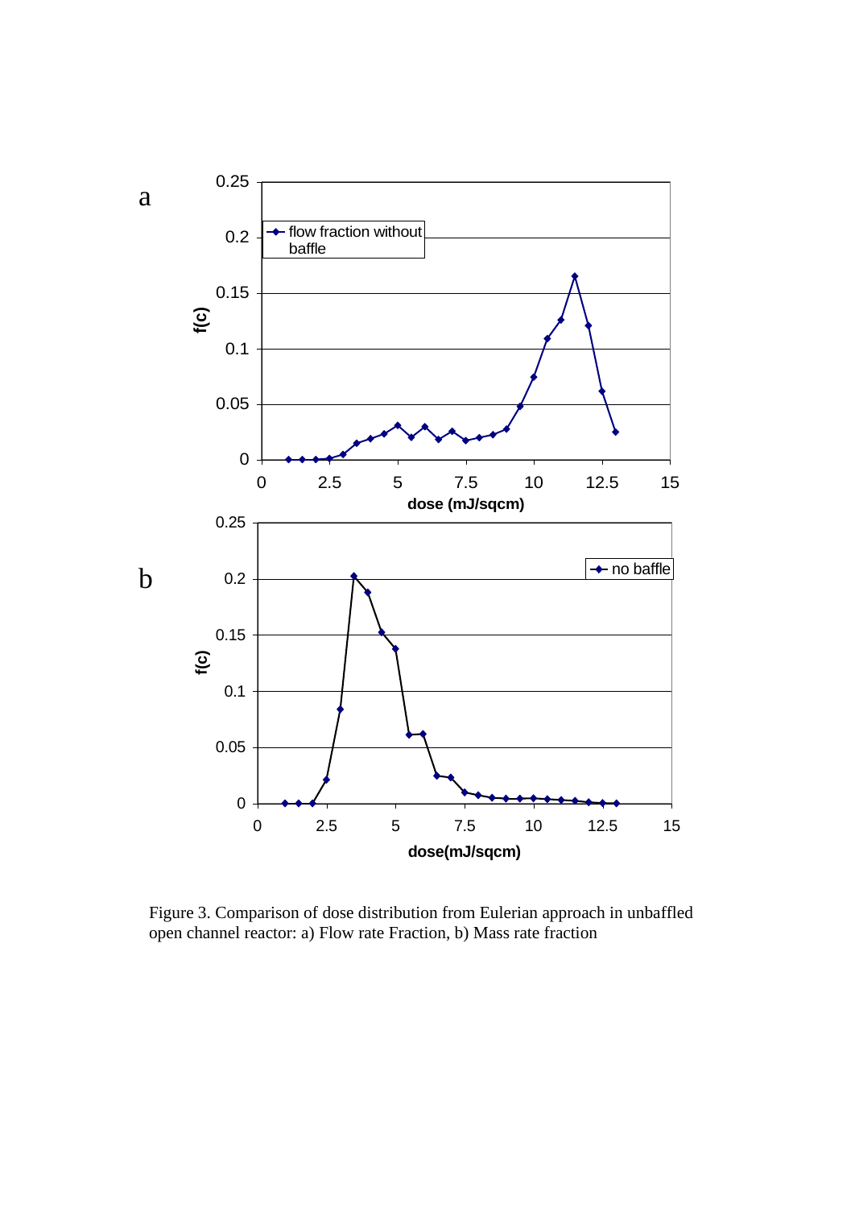Figure 3. Comparison of dose distribution from Eulerian approach in unbaffled open channel reactor: a) Flow rate Fraction, b) Mass rate fraction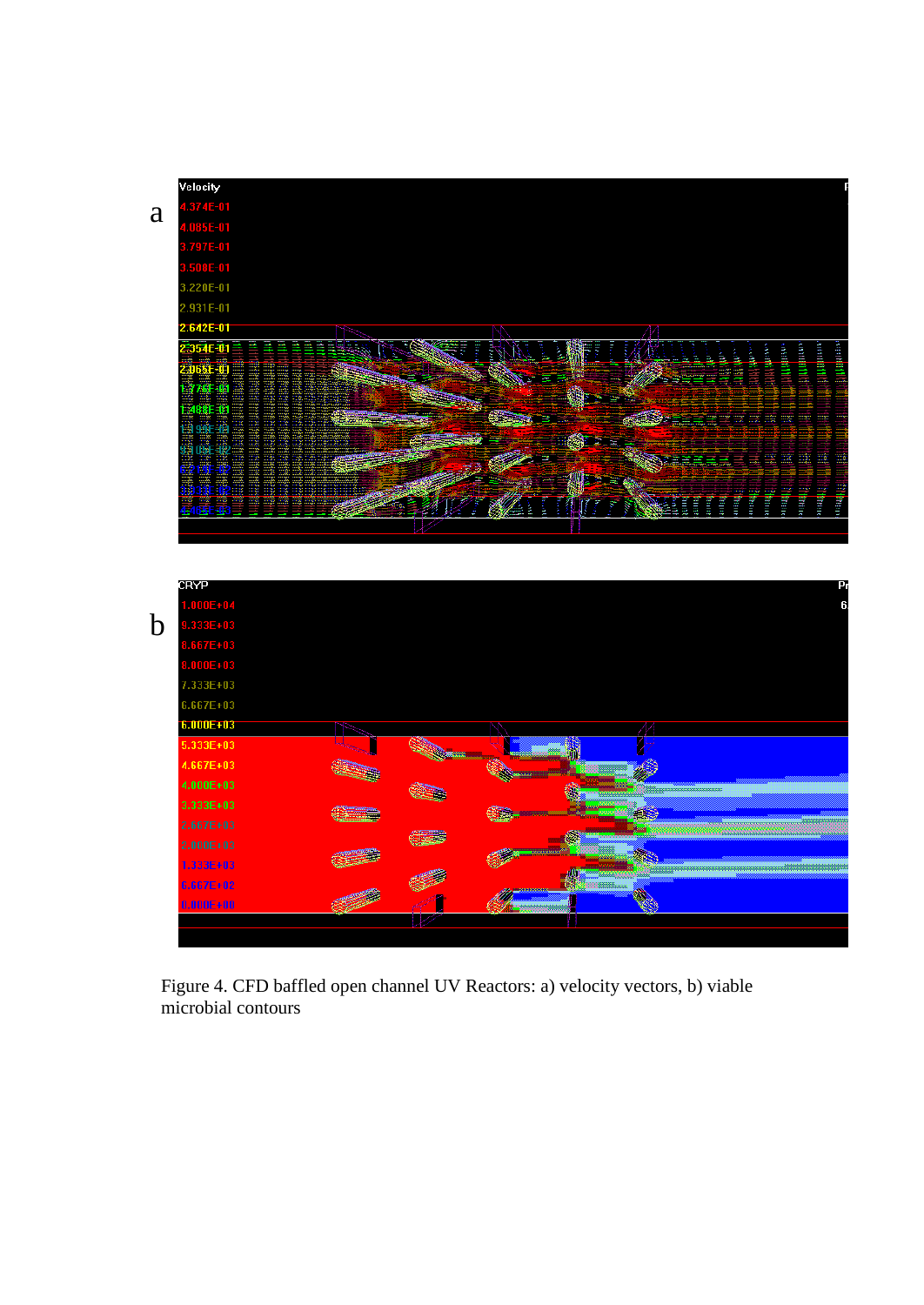Figure 4. CFD baffled open channel UV Reactors: a) velocity vectors, b) viable microbial contours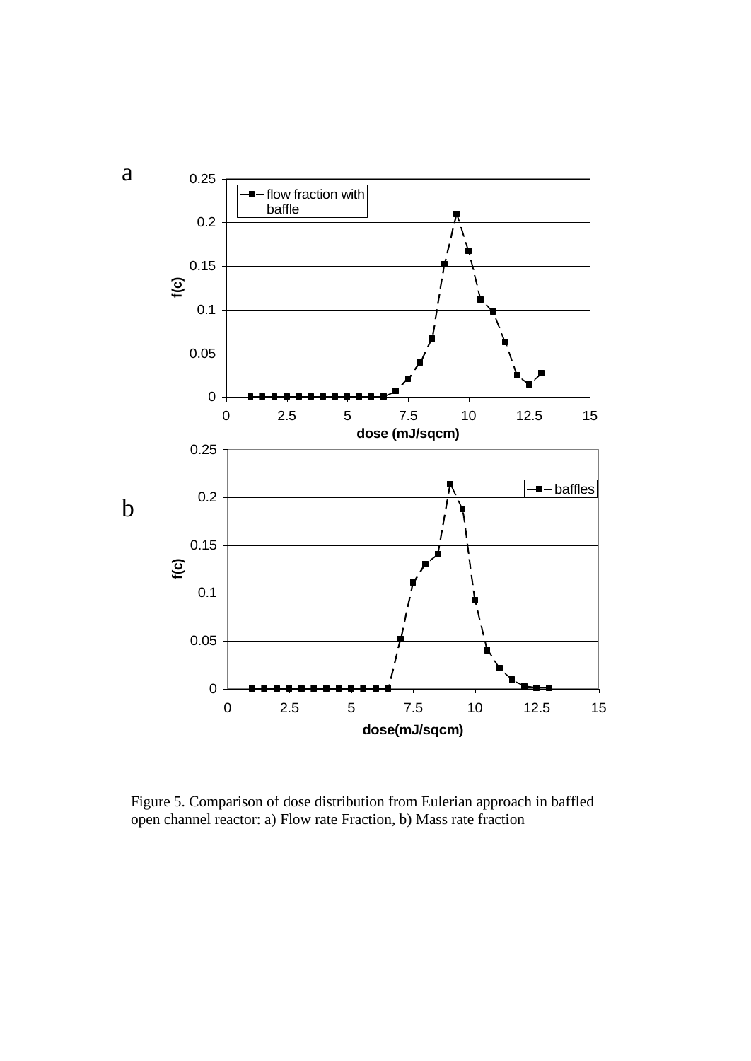Figure 5. Comparison of dose distribution from Eulerian approach in baffled open channel reactor: a) Flow rate Fraction, b) Mass rate fraction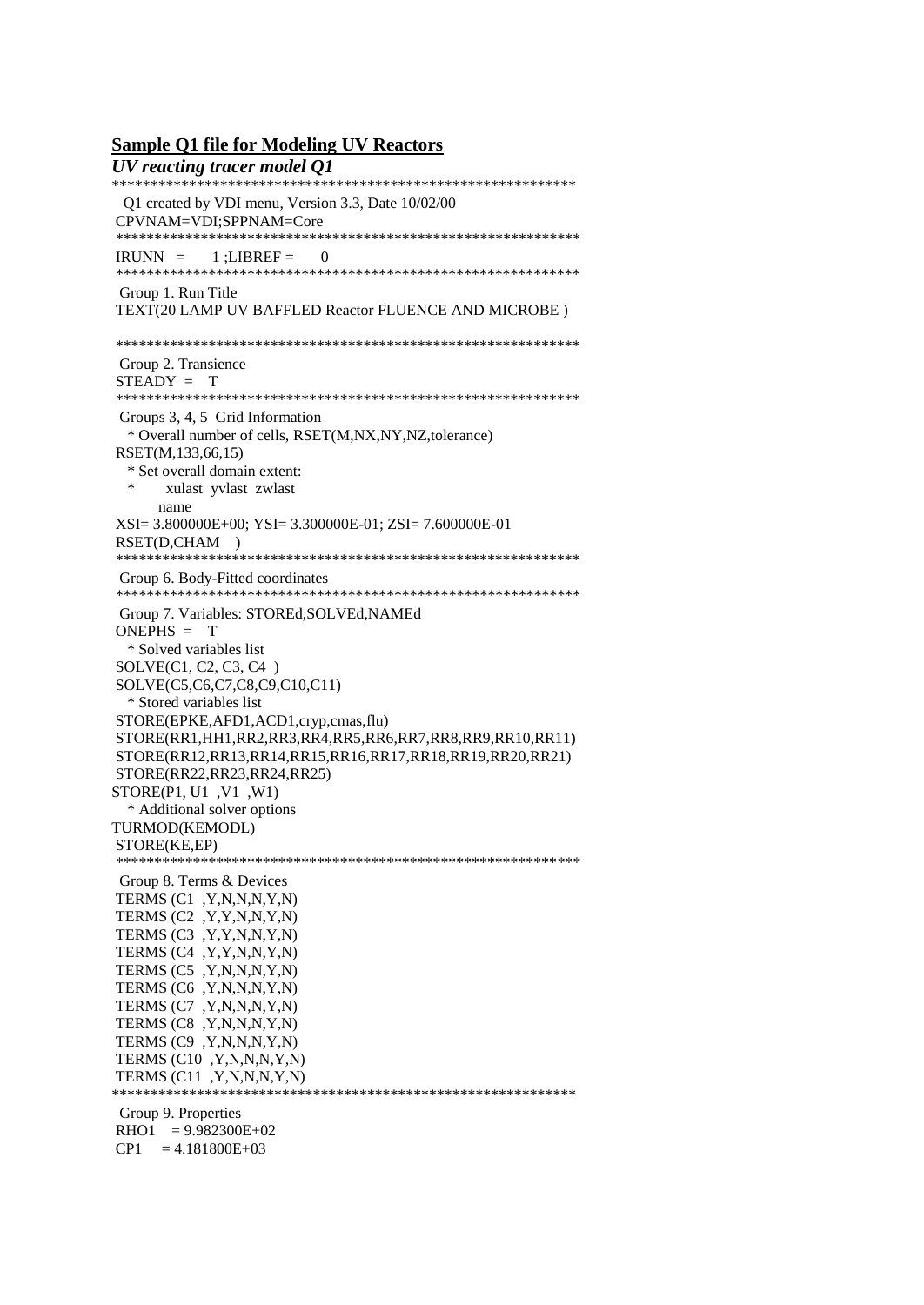**Sample Q1 file for Modeling UV Reactors**

***UV reacting tracer model Q1***

```
************************************************************
  Q1 created by VDI menu, Version 3.3, Date 10/02/00
 CPVNAM=VDI;SPPNAM=Core
 ************************************************************
 IRUNN  =      1 ;LIBREF =      0
 ************************************************************
  Group 1. Run Title
 TEXT(20 LAMP UV BAFFLED Reactor FLUENCE AND MICROBE )

 ************************************************************
  Group 2. Transience
 STEADY  =    T
 ************************************************************
  Groups 3, 4, 5  Grid Information
    * Overall number of cells, RSET(M,NX,NY,NZ,tolerance)
 RSET(M,133,66,15)
    * Set overall domain extent:
    *        xulast  yvlast  zwlast
          name
 XSI= 3.800000E+00; YSI= 3.300000E-01; ZSI= 7.600000E-01
 RSET(D,CHAM    )
 ************************************************************
  Group 6. Body-Fitted coordinates
 ************************************************************
  Group 7. Variables: STOREd,SOLVEd,NAMEd
 ONEPHS  =    T
    * Solved variables list
 SOLVE(C1, C2, C3, C4  )
 SOLVE(C5,C6,C7,C8,C9,C10,C11)
    * Stored variables list
 STORE(EPKE,AFD1,ACD1,cryp,cmas,flu)
 STORE(RR1,HH1,RR2,RR3,RR4,RR5,RR6,RR7,RR8,RR9,RR10,RR11)
 STORE(RR12,RR13,RR14,RR15,RR16,RR17,RR18,RR19,RR20,RR21)
 STORE(RR22,RR23,RR24,RR25)
STORE(P1, U1  ,V1  ,W1)
    * Additional solver options
TURMOD(KEMODL)
 STORE(KE,EP)
 ************************************************************
  Group 8. Terms & Devices
 TERMS (C1  ,Y,N,N,N,Y,N)
 TERMS (C2  ,Y,Y,N,N,Y,N)
 TERMS (C3  ,Y,Y,N,N,Y,N)
 TERMS (C4  ,Y,Y,N,N,Y,N)
 TERMS (C5  ,Y,N,N,N,Y,N)
 TERMS (C6  ,Y,N,N,N,Y,N)
 TERMS (C7  ,Y,N,N,N,Y,N)
 TERMS (C8  ,Y,N,N,N,Y,N)
 TERMS (C9  ,Y,N,N,N,Y,N)
 TERMS (C10  ,Y,N,N,N,Y,N)
 TERMS (C11  ,Y,N,N,N,Y,N)
************************************************************
  Group 9. Properties
 RHO1    = 9.982300E+02
 CP1     = 4.181800E+03
```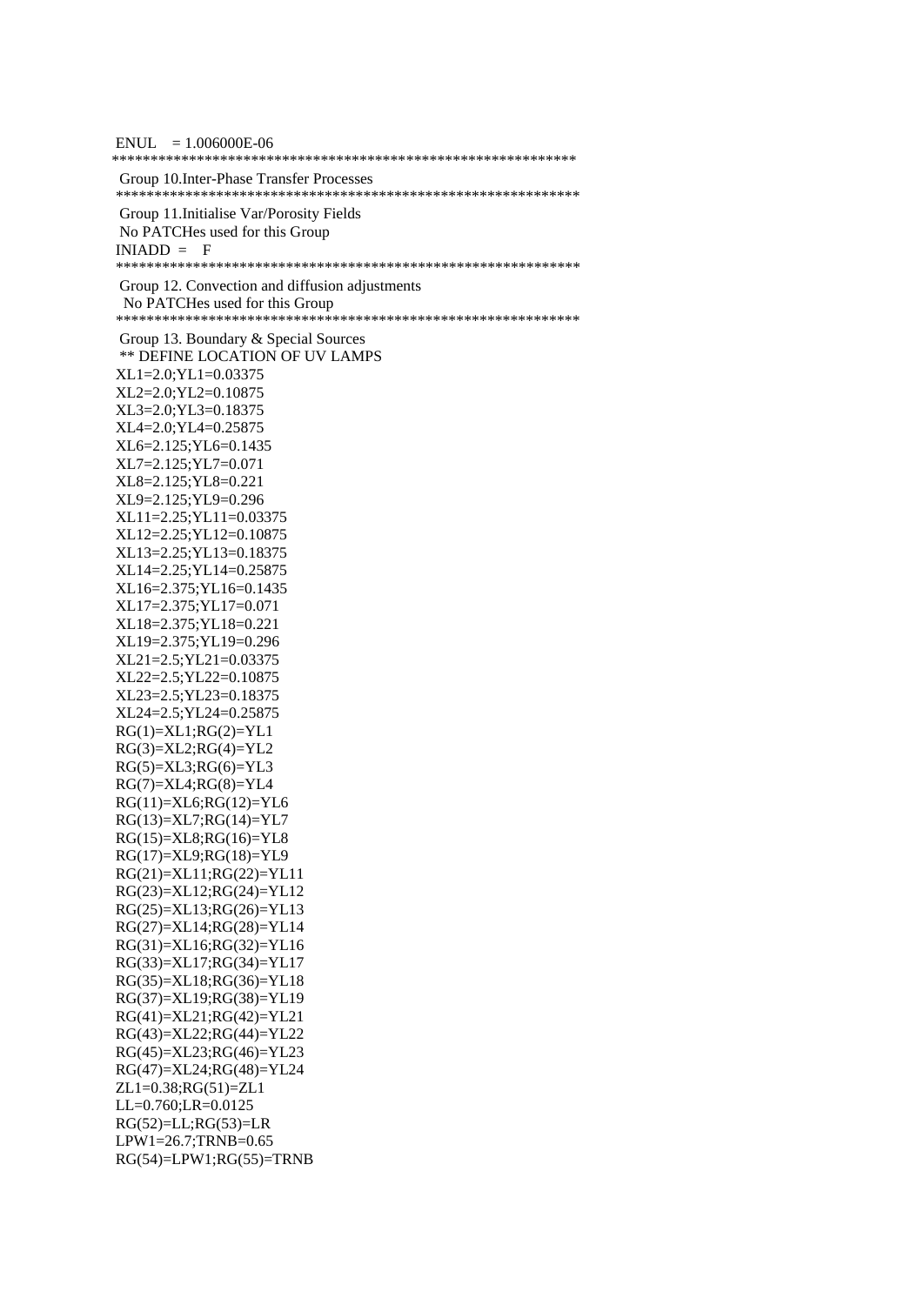```
ENUL   = 1.006000E-06
************************************************************
 Group 10.Inter-Phase Transfer Processes
************************************************************
 Group 11.Initialise Var/Porosity Fields
 No PATCHes used for this Group
 INIADD =    F
************************************************************
 Group 12. Convection and diffusion adjustments
  No PATCHes used for this Group
************************************************************
 Group 13. Boundary & Special Sources
 ** DEFINE LOCATION OF UV LAMPS
 XL1=2.0;YL1=0.03375
 XL2=2.0;YL2=0.10875
 XL3=2.0;YL3=0.18375
 XL4=2.0;YL4=0.25875
 XL6=2.125;YL6=0.1435
 XL7=2.125;YL7=0.071
 XL8=2.125;YL8=0.221
 XL9=2.125;YL9=0.296
 XL11=2.25;YL11=0.03375
 XL12=2.25;YL12=0.10875
 XL13=2.25;YL13=0.18375
 XL14=2.25;YL14=0.25875
 XL16=2.375;YL16=0.1435
 XL17=2.375;YL17=0.071
 XL18=2.375;YL18=0.221
 XL19=2.375;YL19=0.296
 XL21=2.5;YL21=0.03375
 XL22=2.5;YL22=0.10875
 XL23=2.5;YL23=0.18375
 XL24=2.5;YL24=0.25875
 RG(1)=XL1;RG(2)=YL1
 RG(3)=XL2;RG(4)=YL2
 RG(5)=XL3;RG(6)=YL3
 RG(7)=XL4;RG(8)=YL4
 RG(11)=XL6;RG(12)=YL6
 RG(13)=XL7;RG(14)=YL7
 RG(15)=XL8;RG(16)=YL8
 RG(17)=XL9;RG(18)=YL9
 RG(21)=XL11;RG(22)=YL11
 RG(23)=XL12;RG(24)=YL12
 RG(25)=XL13;RG(26)=YL13
 RG(27)=XL14;RG(28)=YL14
 RG(31)=XL16;RG(32)=YL16
 RG(33)=XL17;RG(34)=YL17
 RG(35)=XL18;RG(36)=YL18
 RG(37)=XL19;RG(38)=YL19
 RG(41)=XL21;RG(42)=YL21
 RG(43)=XL22;RG(44)=YL22
 RG(45)=XL23;RG(46)=YL23
 RG(47)=XL24;RG(48)=YL24
 ZL1=0.38;RG(51)=ZL1
 LL=0.760;LR=0.0125
 RG(52)=LL;RG(53)=LR
 LPW1=26.7;TRNB=0.65
 RG(54)=LPW1;RG(55)=TRNB
```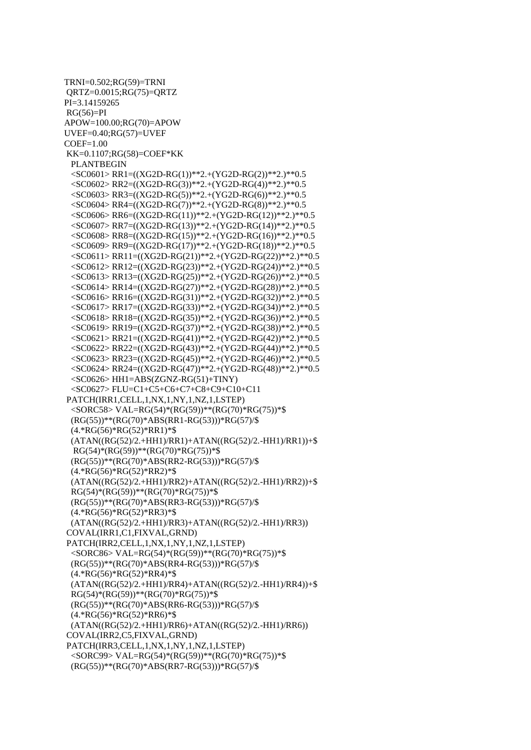```
TRNI=0.502;RG(59)=TRNI
 QRTZ=0.0015;RG(75)=QRTZ
PI=3.14159265
 RG(56)=PI
APOW=100.00;RG(70)=APOW
UVEF=0.40;RG(57)=UVEF
COEF=1.00
 KK=0.1107;RG(58)=COEF*KK
   PLANTBEGIN
   <SC0601> RR1=((XG2D-RG(1))**2.+(YG2D-RG(2))**2.)**0.5
   <SC0602> RR2=((XG2D-RG(3))**2.+(YG2D-RG(4))**2.)**0.5
   <SC0603> RR3=((XG2D-RG(5))**2.+(YG2D-RG(6))**2.)**0.5
   <SC0604> RR4=((XG2D-RG(7))**2.+(YG2D-RG(8))**2.)**0.5
   <SC0606> RR6=((XG2D-RG(11))**2.+(YG2D-RG(12))**2.)**0.5
   <SC0607> RR7=((XG2D-RG(13))**2.+(YG2D-RG(14))**2.)**0.5
   <SC0608> RR8=((XG2D-RG(15))**2.+(YG2D-RG(16))**2.)**0.5
   <SC0609> RR9=((XG2D-RG(17))**2.+(YG2D-RG(18))**2.)**0.5
   <SC0611> RR11=((XG2D-RG(21))**2.+(YG2D-RG(22))**2.)**0.5
   <SC0612> RR12=((XG2D-RG(23))**2.+(YG2D-RG(24))**2.)**0.5
   <SC0613> RR13=((XG2D-RG(25))**2.+(YG2D-RG(26))**2.)**0.5
   <SC0614> RR14=((XG2D-RG(27))**2.+(YG2D-RG(28))**2.)**0.5
   <SC0616> RR16=((XG2D-RG(31))**2.+(YG2D-RG(32))**2.)**0.5
   <SC0617> RR17=((XG2D-RG(33))**2.+(YG2D-RG(34))**2.)**0.5
   <SC0618> RR18=((XG2D-RG(35))**2.+(YG2D-RG(36))**2.)**0.5
   <SC0619> RR19=((XG2D-RG(37))**2.+(YG2D-RG(38))**2.)**0.5
   <SC0621> RR21=((XG2D-RG(41))**2.+(YG2D-RG(42))**2.)**0.5
   <SC0622> RR22=((XG2D-RG(43))**2.+(YG2D-RG(44))**2.)**0.5
   <SC0623> RR23=((XG2D-RG(45))**2.+(YG2D-RG(46))**2.)**0.5
   <SC0624> RR24=((XG2D-RG(47))**2.+(YG2D-RG(48))**2.)**0.5
   <SC0626> HH1=ABS(ZGNZ-RG(51)+TINY)
   <SC0627> FLU=C1+C5+C6+C7+C8+C9+C10+C11
 PATCH(IRR1,CELL,1,NX,1,NY,1,NZ,1,LSTEP)
   <SORC58> VAL=RG(54)*(RG(59))**(RG(70)*RG(75))*$
   (RG(55))**(RG(70)*ABS(RR1-RG(53)))*RG(57)/$
   (4.*RG(56)*RG(52)*RR1)*$
   (ATAN((RG(52)/2.+HH1)/RR1)+ATAN((RG(52)/2.-HH1)/RR1))+$
    RG(54)*(RG(59))**(RG(70)*RG(75))*$
   (RG(55))**(RG(70)*ABS(RR2-RG(53)))*RG(57)/$
   (4.*RG(56)*RG(52)*RR2)*$
   (ATAN((RG(52)/2.+HH1)/RR2)+ATAN((RG(52)/2.-HH1)/RR2))+$
   RG(54)*(RG(59))**(RG(70)*RG(75))*$
   (RG(55))**(RG(70)*ABS(RR3-RG(53)))*RG(57)/$
   (4.*RG(56)*RG(52)*RR3)*$
   (ATAN((RG(52)/2.+HH1)/RR3)+ATAN((RG(52)/2.-HH1)/RR3))
 COVAL(IRR1,C1,FIXVAL,GRND)
 PATCH(IRR2,CELL,1,NX,1,NY,1,NZ,1,LSTEP)
   <SORC86> VAL=RG(54)*(RG(59))**(RG(70)*RG(75))*$
   (RG(55))**(RG(70)*ABS(RR4-RG(53)))*RG(57)/$
   (4.*RG(56)*RG(52)*RR4)*$
   (ATAN((RG(52)/2.+HH1)/RR4)+ATAN((RG(52)/2.-HH1)/RR4))+$
   RG(54)*(RG(59))**(RG(70)*RG(75))*$
   (RG(55))**(RG(70)*ABS(RR6-RG(53)))*RG(57)/$
   (4.*RG(56)*RG(52)*RR6)*$
   (ATAN((RG(52)/2.+HH1)/RR6)+ATAN((RG(52)/2.-HH1)/RR6))
 COVAL(IRR2,C5,FIXVAL,GRND)
 PATCH(IRR3,CELL,1,NX,1,NY,1,NZ,1,LSTEP)
   <SORC99> VAL=RG(54)*(RG(59))**(RG(70)*RG(75))*$
   (RG(55))**(RG(70)*ABS(RR7-RG(53)))*RG(57)/$
```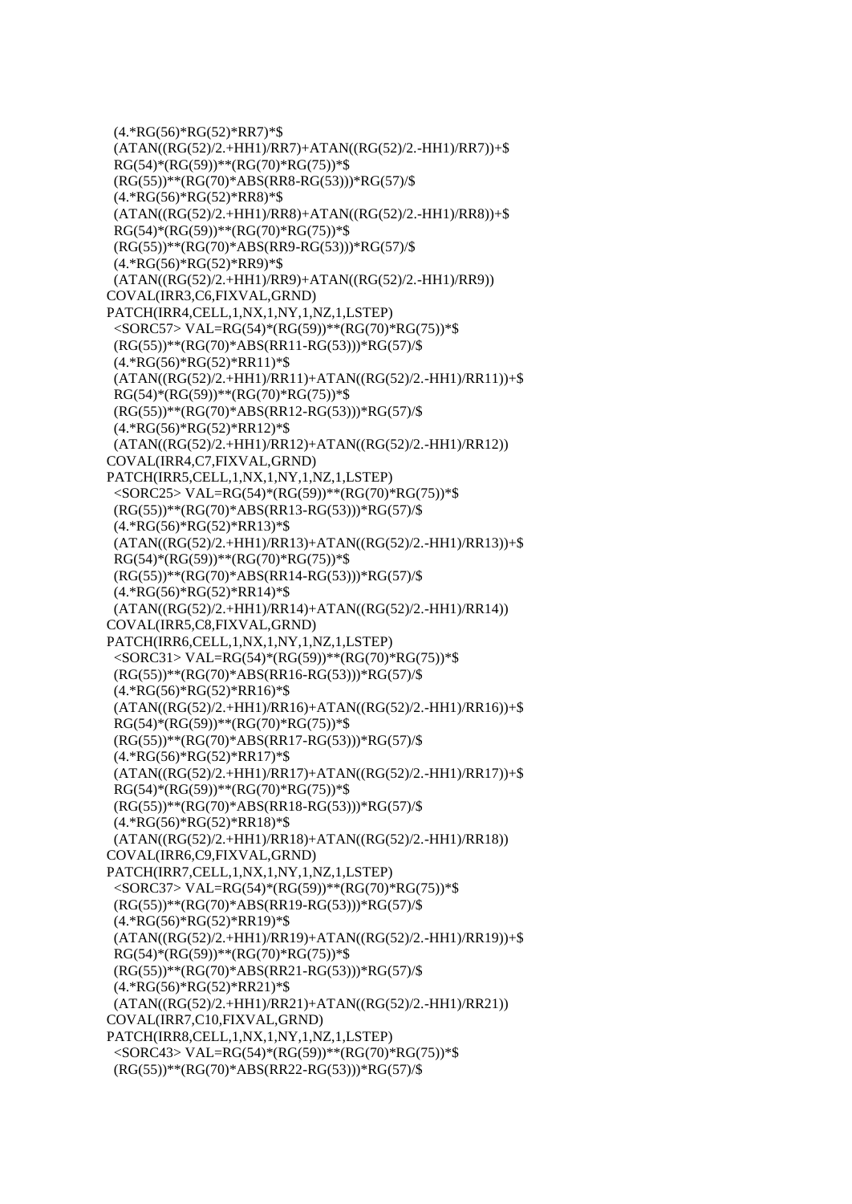```
  (4.*RG(56)*RG(52)*RR7)*$
  (ATAN((RG(52)/2.+HH1)/RR7)+ATAN((RG(52)/2.-HH1)/RR7))+$
  RG(54)*(RG(59))**(RG(70)*RG(75))*$
  (RG(55))**(RG(70)*ABS(RR8-RG(53)))*RG(57)/$
  (4.*RG(56)*RG(52)*RR8)*$
  (ATAN((RG(52)/2.+HH1)/RR8)+ATAN((RG(52)/2.-HH1)/RR8))+$
  RG(54)*(RG(59))**(RG(70)*RG(75))*$
  (RG(55))**(RG(70)*ABS(RR9-RG(53)))*RG(57)/$
  (4.*RG(56)*RG(52)*RR9)*$
  (ATAN((RG(52)/2.+HH1)/RR9)+ATAN((RG(52)/2.-HH1)/RR9))
COVAL(IRR3,C6,FIXVAL,GRND)
PATCH(IRR4,CELL,1,NX,1,NY,1,NZ,1,LSTEP)
  <SORC57> VAL=RG(54)*(RG(59))**(RG(70)*RG(75))*$
  (RG(55))**(RG(70)*ABS(RR11-RG(53)))*RG(57)/$
  (4.*RG(56)*RG(52)*RR11)*$
  (ATAN((RG(52)/2.+HH1)/RR11)+ATAN((RG(52)/2.-HH1)/RR11))+$
  RG(54)*(RG(59))**(RG(70)*RG(75))*$
  (RG(55))**(RG(70)*ABS(RR12-RG(53)))*RG(57)/$
  (4.*RG(56)*RG(52)*RR12)*$
  (ATAN((RG(52)/2.+HH1)/RR12)+ATAN((RG(52)/2.-HH1)/RR12))
COVAL(IRR4,C7,FIXVAL,GRND)
PATCH(IRR5,CELL,1,NX,1,NY,1,NZ,1,LSTEP)
  <SORC25> VAL=RG(54)*(RG(59))**(RG(70)*RG(75))*$
  (RG(55))**(RG(70)*ABS(RR13-RG(53)))*RG(57)/$
  (4.*RG(56)*RG(52)*RR13)*$
  (ATAN((RG(52)/2.+HH1)/RR13)+ATAN((RG(52)/2.-HH1)/RR13))+$
  RG(54)*(RG(59))**(RG(70)*RG(75))*$
  (RG(55))**(RG(70)*ABS(RR14-RG(53)))*RG(57)/$
  (4.*RG(56)*RG(52)*RR14)*$
  (ATAN((RG(52)/2.+HH1)/RR14)+ATAN((RG(52)/2.-HH1)/RR14))
COVAL(IRR5,C8,FIXVAL,GRND)
PATCH(IRR6,CELL,1,NX,1,NY,1,NZ,1,LSTEP)
  <SORC31> VAL=RG(54)*(RG(59))**(RG(70)*RG(75))*$
  (RG(55))**(RG(70)*ABS(RR16-RG(53)))*RG(57)/$
  (4.*RG(56)*RG(52)*RR16)*$
  (ATAN((RG(52)/2.+HH1)/RR16)+ATAN((RG(52)/2.-HH1)/RR16))+$
  RG(54)*(RG(59))**(RG(70)*RG(75))*$
  (RG(55))**(RG(70)*ABS(RR17-RG(53)))*RG(57)/$
  (4.*RG(56)*RG(52)*RR17)*$
  (ATAN((RG(52)/2.+HH1)/RR17)+ATAN((RG(52)/2.-HH1)/RR17))+$
  RG(54)*(RG(59))**(RG(70)*RG(75))*$
  (RG(55))**(RG(70)*ABS(RR18-RG(53)))*RG(57)/$
  (4.*RG(56)*RG(52)*RR18)*$
  (ATAN((RG(52)/2.+HH1)/RR18)+ATAN((RG(52)/2.-HH1)/RR18))
COVAL(IRR6,C9,FIXVAL,GRND)
PATCH(IRR7,CELL,1,NX,1,NY,1,NZ,1,LSTEP)
  <SORC37> VAL=RG(54)*(RG(59))**(RG(70)*RG(75))*$
  (RG(55))**(RG(70)*ABS(RR19-RG(53)))*RG(57)/$
  (4.*RG(56)*RG(52)*RR19)*$
  (ATAN((RG(52)/2.+HH1)/RR19)+ATAN((RG(52)/2.-HH1)/RR19))+$
  RG(54)*(RG(59))**(RG(70)*RG(75))*$
  (RG(55))**(RG(70)*ABS(RR21-RG(53)))*RG(57)/$
  (4.*RG(56)*RG(52)*RR21)*$
  (ATAN((RG(52)/2.+HH1)/RR21)+ATAN((RG(52)/2.-HH1)/RR21))
COVAL(IRR7,C10,FIXVAL,GRND)
PATCH(IRR8,CELL,1,NX,1,NY,1,NZ,1,LSTEP)
  <SORC43> VAL=RG(54)*(RG(59))**(RG(70)*RG(75))*$
  (RG(55))**(RG(70)*ABS(RR22-RG(53)))*RG(57)/$
```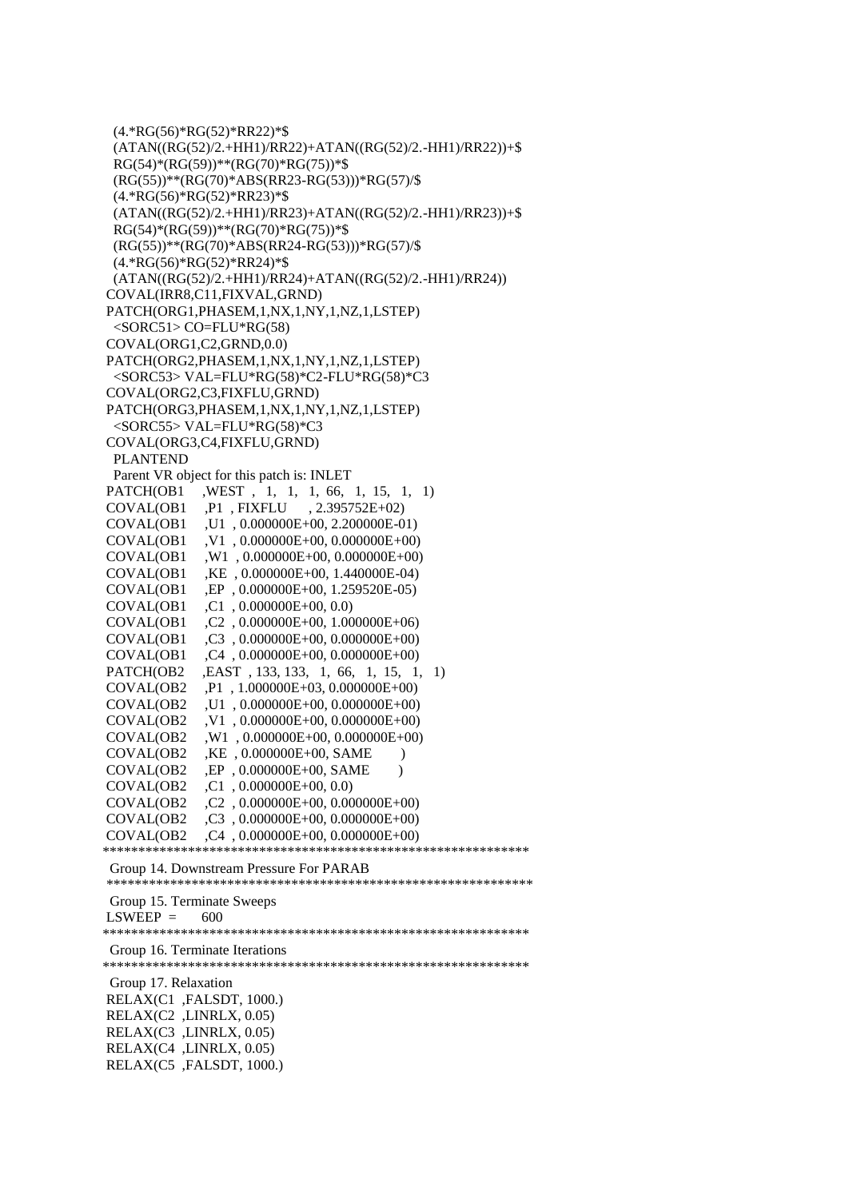```
  (4.*RG(56)*RG(52)*RR22)*$
  (ATAN((RG(52)/2.+HH1)/RR22)+ATAN((RG(52)/2.-HH1)/RR22))+$
  RG(54)*(RG(59))**(RG(70)*RG(75))*$
  (RG(55))**(RG(70)*ABS(RR23-RG(53)))*RG(57)/$
  (4.*RG(56)*RG(52)*RR23)*$
  (ATAN((RG(52)/2.+HH1)/RR23)+ATAN((RG(52)/2.-HH1)/RR23))+$
  RG(54)*(RG(59))**(RG(70)*RG(75))*$
  (RG(55))**(RG(70)*ABS(RR24-RG(53)))*RG(57)/$
  (4.*RG(56)*RG(52)*RR24)*$
  (ATAN((RG(52)/2.+HH1)/RR24)+ATAN((RG(52)/2.-HH1)/RR24))
 COVAL(IRR8,C11,FIXVAL,GRND)
 PATCH(ORG1,PHASEM,1,NX,1,NY,1,NZ,1,LSTEP)
  <SORC51> CO=FLU*RG(58)
 COVAL(ORG1,C2,GRND,0.0)
 PATCH(ORG2,PHASEM,1,NX,1,NY,1,NZ,1,LSTEP)
  <SORC53> VAL=FLU*RG(58)*C2-FLU*RG(58)*C3
 COVAL(ORG2,C3,FIXFLU,GRND)
 PATCH(ORG3,PHASEM,1,NX,1,NY,1,NZ,1,LSTEP)
  <SORC55> VAL=FLU*RG(58)*C3
 COVAL(ORG3,C4,FIXFLU,GRND)
  PLANTEND
  Parent VR object for this patch is: INLET
 PATCH(OB1    ,WEST  ,   1,   1,   1,  66,   1,  15,   1,   1)
 COVAL(OB1    ,P1  , FIXFLU      , 2.395752E+02)
 COVAL(OB1    ,U1  , 0.000000E+00, 2.200000E-01)
 COVAL(OB1    ,V1  , 0.000000E+00, 0.000000E+00)
 COVAL(OB1    ,W1  , 0.000000E+00, 0.000000E+00)
 COVAL(OB1    ,KE  , 0.000000E+00, 1.440000E-04)
 COVAL(OB1    ,EP  , 0.000000E+00, 1.259520E-05)
 COVAL(OB1    ,C1  , 0.000000E+00, 0.0)
 COVAL(OB1    ,C2  , 0.000000E+00, 1.000000E+06)
 COVAL(OB1    ,C3  , 0.000000E+00, 0.000000E+00)
 COVAL(OB1    ,C4  , 0.000000E+00, 0.000000E+00)
 PATCH(OB2    ,EAST  , 133, 133,   1,  66,   1,  15,   1,   1)
 COVAL(OB2    ,P1  , 1.000000E+03, 0.000000E+00)
 COVAL(OB2    ,U1  , 0.000000E+00, 0.000000E+00)
 COVAL(OB2    ,V1  , 0.000000E+00, 0.000000E+00)
 COVAL(OB2    ,W1  , 0.000000E+00, 0.000000E+00)
 COVAL(OB2    ,KE  , 0.000000E+00, SAME        )
 COVAL(OB2    ,EP  , 0.000000E+00, SAME        )
 COVAL(OB2    ,C1  , 0.000000E+00, 0.0)
 COVAL(OB2    ,C2  , 0.000000E+00, 0.000000E+00)
 COVAL(OB2    ,C3  , 0.000000E+00, 0.000000E+00)
 COVAL(OB2    ,C4  , 0.000000E+00, 0.000000E+00)
************************************************************
 Group 14. Downstream Pressure For PARAB
 ************************************************************
 Group 15. Terminate Sweeps
 LSWEEP =      600
************************************************************
 Group 16. Terminate Iterations
************************************************************
 Group 17. Relaxation
 RELAX(C1  ,FALSDT, 1000.)
 RELAX(C2  ,LINRLX, 0.05)
 RELAX(C3  ,LINRLX, 0.05)
 RELAX(C4  ,LINRLX, 0.05)
 RELAX(C5  ,FALSDT, 1000.)
```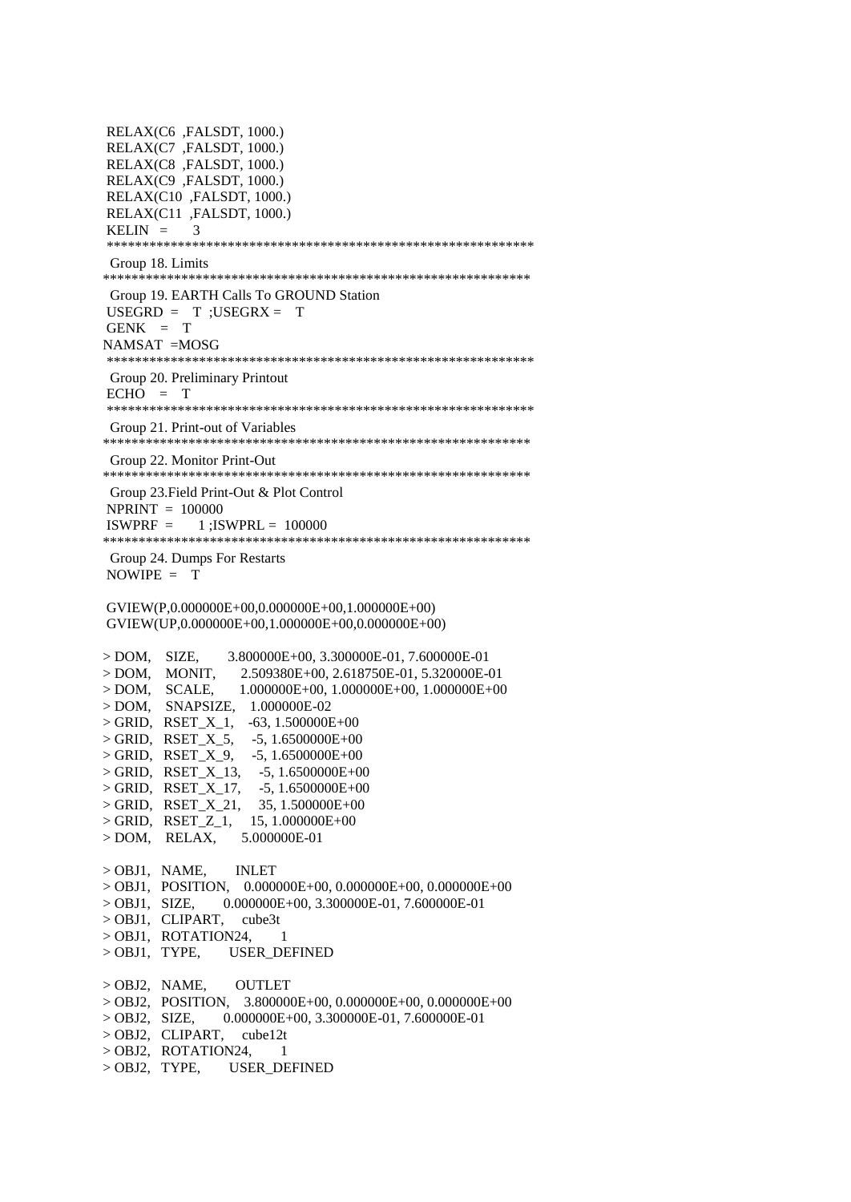```
 RELAX(C6  ,FALSDT, 1000.)
 RELAX(C7  ,FALSDT, 1000.)
 RELAX(C8  ,FALSDT, 1000.)
 RELAX(C9  ,FALSDT, 1000.)
 RELAX(C10  ,FALSDT, 1000.)
 RELAX(C11  ,FALSDT, 1000.)
 KELIN  =      3
 ************************************************************
 Group 18. Limits
 ************************************************************
 Group 19. EARTH Calls To GROUND Station
 USEGRD  =    T  ;USEGRX =    T
 GENK   =    T
 NAMSAT  =MOSG
 ************************************************************
 Group 20. Preliminary Printout
 ECHO   =    T
 ************************************************************
 Group 21. Print-out of Variables
 ************************************************************
 Group 22. Monitor Print-Out
 ************************************************************
 Group 23.Field Print-Out & Plot Control
 NPRINT  =  100000
 ISWPRF  =       1 ;ISWPRL =  100000
 ************************************************************
 Group 24. Dumps For Restarts
 NOWIPE  =    T

 GVIEW(P,0.000000E+00,0.000000E+00,1.000000E+00)
 GVIEW(UP,0.000000E+00,1.000000E+00,0.000000E+00)

> DOM,    SIZE,        3.800000E+00, 3.300000E-01, 7.600000E-01
> DOM,    MONIT,       2.509380E+00, 2.618750E-01, 5.320000E-01
> DOM,    SCALE,       1.000000E+00, 1.000000E+00, 1.000000E+00
> DOM,    SNAPSIZE,    1.000000E-02
> GRID,   RSET_X_1,    -63, 1.500000E+00
> GRID,   RSET_X_5,     -5, 1.6500000E+00
> GRID,   RSET_X_9,     -5, 1.6500000E+00
> GRID,   RSET_X_13,     -5, 1.6500000E+00
> GRID,   RSET_X_17,     -5, 1.6500000E+00
> GRID,   RSET_X_21,     35, 1.500000E+00
> GRID,   RSET_Z_1,     15, 1.000000E+00
> DOM,    RELAX,       5.000000E-01

> OBJ1,   NAME,        INLET
> OBJ1,   POSITION,    0.000000E+00, 0.000000E+00, 0.000000E+00
> OBJ1,   SIZE,        0.000000E+00, 3.300000E-01, 7.600000E-01
> OBJ1,   CLIPART,     cube3t
> OBJ1,   ROTATION24,       1
> OBJ1,   TYPE,        USER_DEFINED

> OBJ2,   NAME,        OUTLET
> OBJ2,   POSITION,    3.800000E+00, 0.000000E+00, 0.000000E+00
> OBJ2,   SIZE,        0.000000E+00, 3.300000E-01, 7.600000E-01
> OBJ2,   CLIPART,     cube12t
> OBJ2,   ROTATION24,       1
> OBJ2,   TYPE,        USER_DEFINED
```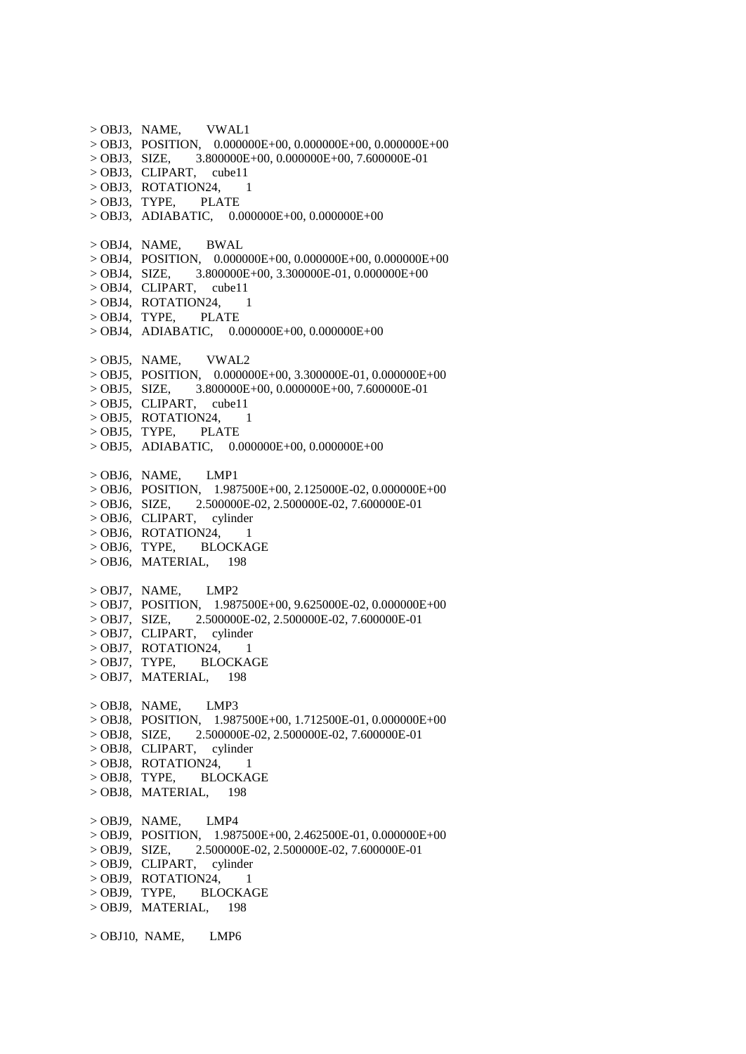```
> OBJ3,  NAME,      VWAL1
> OBJ3,  POSITION,   0.000000E+00, 0.000000E+00, 0.000000E+00
> OBJ3,  SIZE,       3.800000E+00, 0.000000E+00, 7.600000E-01
> OBJ3,  CLIPART,    cube11
> OBJ3,  ROTATION24,      1
> OBJ3,  TYPE,       PLATE
> OBJ3,  ADIABATIC,    0.000000E+00, 0.000000E+00

> OBJ4,  NAME,      BWAL
> OBJ4,  POSITION,   0.000000E+00, 0.000000E+00, 0.000000E+00
> OBJ4,  SIZE,       3.800000E+00, 3.300000E-01, 0.000000E+00
> OBJ4,  CLIPART,    cube11
> OBJ4,  ROTATION24,      1
> OBJ4,  TYPE,       PLATE
> OBJ4,  ADIABATIC,    0.000000E+00, 0.000000E+00

> OBJ5,  NAME,      VWAL2
> OBJ5,  POSITION,   0.000000E+00, 3.300000E-01, 0.000000E+00
> OBJ5,  SIZE,       3.800000E+00, 0.000000E+00, 7.600000E-01
> OBJ5,  CLIPART,    cube11
> OBJ5,  ROTATION24,      1
> OBJ5,  TYPE,       PLATE
> OBJ5,  ADIABATIC,    0.000000E+00, 0.000000E+00

> OBJ6,  NAME,      LMP1
> OBJ6,  POSITION,   1.987500E+00, 2.125000E-02, 0.000000E+00
> OBJ6,  SIZE,       2.500000E-02, 2.500000E-02, 7.600000E-01
> OBJ6,  CLIPART,    cylinder
> OBJ6,  ROTATION24,      1
> OBJ6,  TYPE,       BLOCKAGE
> OBJ6,  MATERIAL,     198

> OBJ7,  NAME,      LMP2
> OBJ7,  POSITION,   1.987500E+00, 9.625000E-02, 0.000000E+00
> OBJ7,  SIZE,       2.500000E-02, 2.500000E-02, 7.600000E-01
> OBJ7,  CLIPART,    cylinder
> OBJ7,  ROTATION24,      1
> OBJ7,  TYPE,       BLOCKAGE
> OBJ7,  MATERIAL,     198

> OBJ8,  NAME,      LMP3
> OBJ8,  POSITION,   1.987500E+00, 1.712500E-01, 0.000000E+00
> OBJ8,  SIZE,       2.500000E-02, 2.500000E-02, 7.600000E-01
> OBJ8,  CLIPART,    cylinder
> OBJ8,  ROTATION24,      1
> OBJ8,  TYPE,       BLOCKAGE
> OBJ8,  MATERIAL,     198

> OBJ9,  NAME,      LMP4
> OBJ9,  POSITION,   1.987500E+00, 2.462500E-01, 0.000000E+00
> OBJ9,  SIZE,       2.500000E-02, 2.500000E-02, 7.600000E-01
> OBJ9,  CLIPART,    cylinder
> OBJ9,  ROTATION24,      1
> OBJ9,  TYPE,       BLOCKAGE
> OBJ9,  MATERIAL,     198

> OBJ10,  NAME,      LMP6
```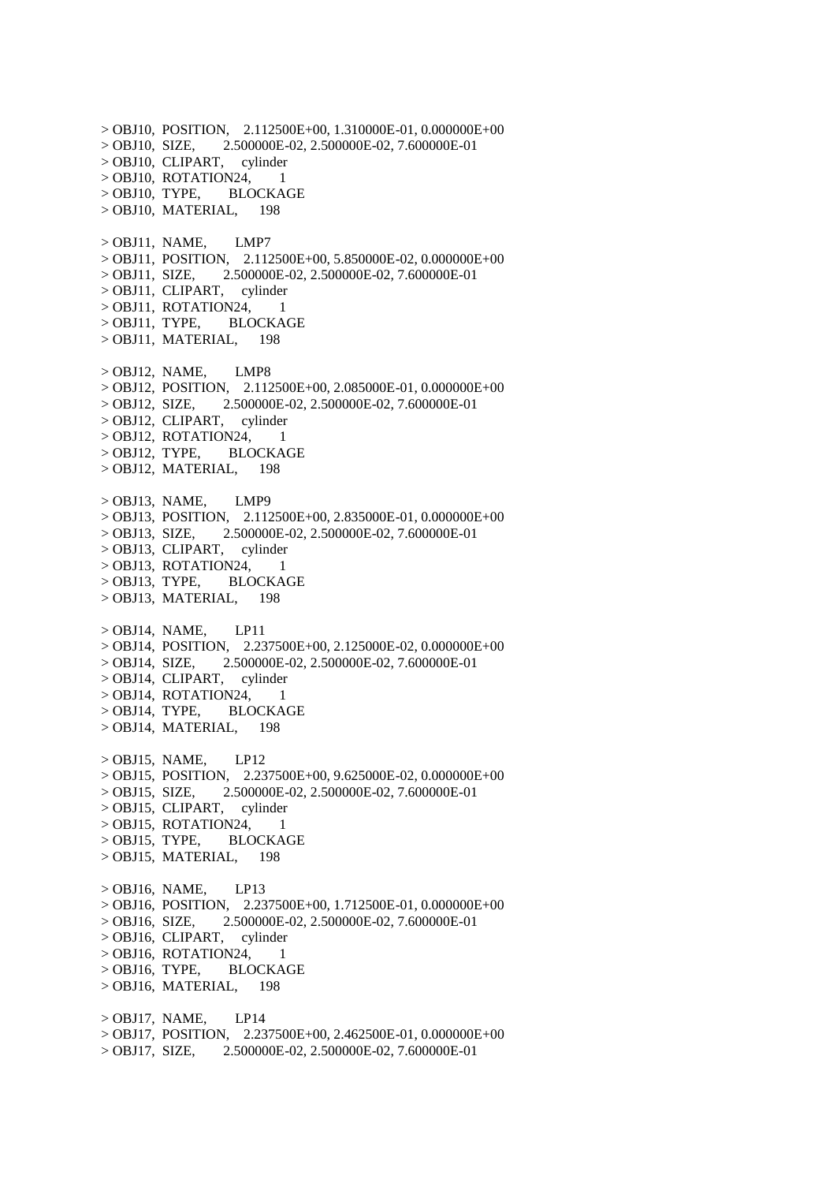```
> OBJ10,  POSITION,    2.112500E+00, 1.310000E-01, 0.000000E+00
> OBJ10,  SIZE,        2.500000E-02, 2.500000E-02, 7.600000E-01
> OBJ10,  CLIPART,     cylinder
> OBJ10,  ROTATION24,       1
> OBJ10,  TYPE,        BLOCKAGE
> OBJ10,  MATERIAL,      198

> OBJ11,  NAME,        LMP7
> OBJ11,  POSITION,    2.112500E+00, 5.850000E-02, 0.000000E+00
> OBJ11,  SIZE,        2.500000E-02, 2.500000E-02, 7.600000E-01
> OBJ11,  CLIPART,     cylinder
> OBJ11,  ROTATION24,       1
> OBJ11,  TYPE,        BLOCKAGE
> OBJ11,  MATERIAL,      198

> OBJ12,  NAME,        LMP8
> OBJ12,  POSITION,    2.112500E+00, 2.085000E-01, 0.000000E+00
> OBJ12,  SIZE,        2.500000E-02, 2.500000E-02, 7.600000E-01
> OBJ12,  CLIPART,     cylinder
> OBJ12,  ROTATION24,       1
> OBJ12,  TYPE,        BLOCKAGE
> OBJ12,  MATERIAL,      198

> OBJ13,  NAME,        LMP9
> OBJ13,  POSITION,    2.112500E+00, 2.835000E-01, 0.000000E+00
> OBJ13,  SIZE,        2.500000E-02, 2.500000E-02, 7.600000E-01
> OBJ13,  CLIPART,     cylinder
> OBJ13,  ROTATION24,       1
> OBJ13,  TYPE,        BLOCKAGE
> OBJ13,  MATERIAL,      198

> OBJ14,  NAME,        LP11
> OBJ14,  POSITION,    2.237500E+00, 2.125000E-02, 0.000000E+00
> OBJ14,  SIZE,        2.500000E-02, 2.500000E-02, 7.600000E-01
> OBJ14,  CLIPART,     cylinder
> OBJ14,  ROTATION24,       1
> OBJ14,  TYPE,        BLOCKAGE
> OBJ14,  MATERIAL,      198

> OBJ15,  NAME,        LP12
> OBJ15,  POSITION,    2.237500E+00, 9.625000E-02, 0.000000E+00
> OBJ15,  SIZE,        2.500000E-02, 2.500000E-02, 7.600000E-01
> OBJ15,  CLIPART,     cylinder
> OBJ15,  ROTATION24,       1
> OBJ15,  TYPE,        BLOCKAGE
> OBJ15,  MATERIAL,      198

> OBJ16,  NAME,        LP13
> OBJ16,  POSITION,    2.237500E+00, 1.712500E-01, 0.000000E+00
> OBJ16,  SIZE,        2.500000E-02, 2.500000E-02, 7.600000E-01
> OBJ16,  CLIPART,     cylinder
> OBJ16,  ROTATION24,       1
> OBJ16,  TYPE,        BLOCKAGE
> OBJ16,  MATERIAL,      198

> OBJ17,  NAME,        LP14
> OBJ17,  POSITION,    2.237500E+00, 2.462500E-01, 0.000000E+00
> OBJ17,  SIZE,        2.500000E-02, 2.500000E-02, 7.600000E-01
```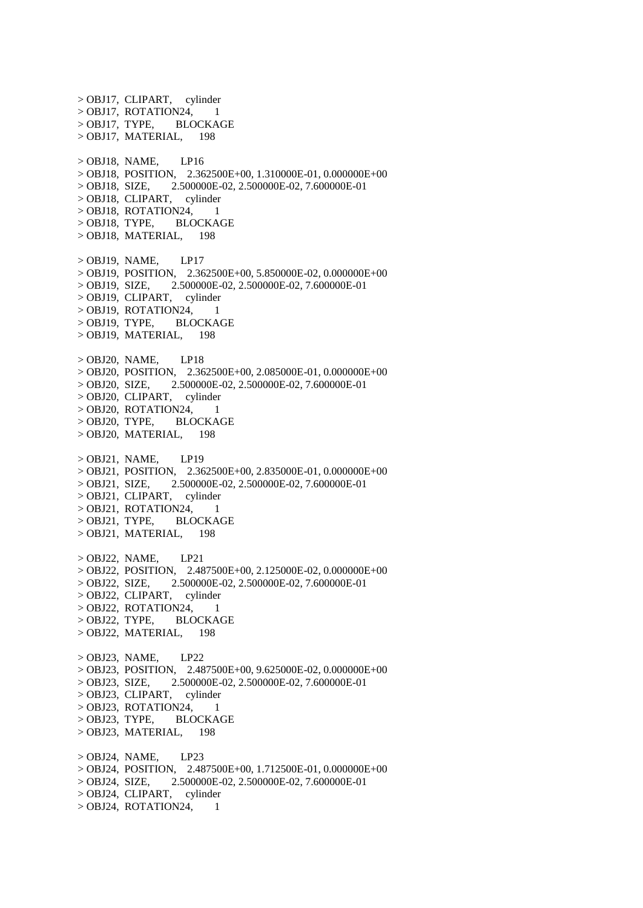```
> OBJ17, CLIPART,    cylinder
> OBJ17, ROTATION24,      1
> OBJ17, TYPE,      BLOCKAGE
> OBJ17, MATERIAL,    198

> OBJ18, NAME,      LP16
> OBJ18, POSITION,   2.362500E+00, 1.310000E-01, 0.000000E+00
> OBJ18, SIZE,      2.500000E-02, 2.500000E-02, 7.600000E-01
> OBJ18, CLIPART,    cylinder
> OBJ18, ROTATION24,      1
> OBJ18, TYPE,      BLOCKAGE
> OBJ18, MATERIAL,    198

> OBJ19, NAME,      LP17
> OBJ19, POSITION,   2.362500E+00, 5.850000E-02, 0.000000E+00
> OBJ19, SIZE,      2.500000E-02, 2.500000E-02, 7.600000E-01
> OBJ19, CLIPART,    cylinder
> OBJ19, ROTATION24,      1
> OBJ19, TYPE,      BLOCKAGE
> OBJ19, MATERIAL,    198

> OBJ20, NAME,      LP18
> OBJ20, POSITION,   2.362500E+00, 2.085000E-01, 0.000000E+00
> OBJ20, SIZE,      2.500000E-02, 2.500000E-02, 7.600000E-01
> OBJ20, CLIPART,    cylinder
> OBJ20, ROTATION24,      1
> OBJ20, TYPE,      BLOCKAGE
> OBJ20, MATERIAL,    198

> OBJ21, NAME,      LP19
> OBJ21, POSITION,   2.362500E+00, 2.835000E-01, 0.000000E+00
> OBJ21, SIZE,      2.500000E-02, 2.500000E-02, 7.600000E-01
> OBJ21, CLIPART,    cylinder
> OBJ21, ROTATION24,      1
> OBJ21, TYPE,      BLOCKAGE
> OBJ21, MATERIAL,    198

> OBJ22, NAME,      LP21
> OBJ22, POSITION,   2.487500E+00, 2.125000E-02, 0.000000E+00
> OBJ22, SIZE,      2.500000E-02, 2.500000E-02, 7.600000E-01
> OBJ22, CLIPART,    cylinder
> OBJ22, ROTATION24,      1
> OBJ22, TYPE,      BLOCKAGE
> OBJ22, MATERIAL,    198

> OBJ23, NAME,      LP22
> OBJ23, POSITION,   2.487500E+00, 9.625000E-02, 0.000000E+00
> OBJ23, SIZE,      2.500000E-02, 2.500000E-02, 7.600000E-01
> OBJ23, CLIPART,    cylinder
> OBJ23, ROTATION24,      1
> OBJ23, TYPE,      BLOCKAGE
> OBJ23, MATERIAL,    198

> OBJ24, NAME,      LP23
> OBJ24, POSITION,   2.487500E+00, 1.712500E-01, 0.000000E+00
> OBJ24, SIZE,      2.500000E-02, 2.500000E-02, 7.600000E-01
> OBJ24, CLIPART,    cylinder
> OBJ24, ROTATION24,      1
```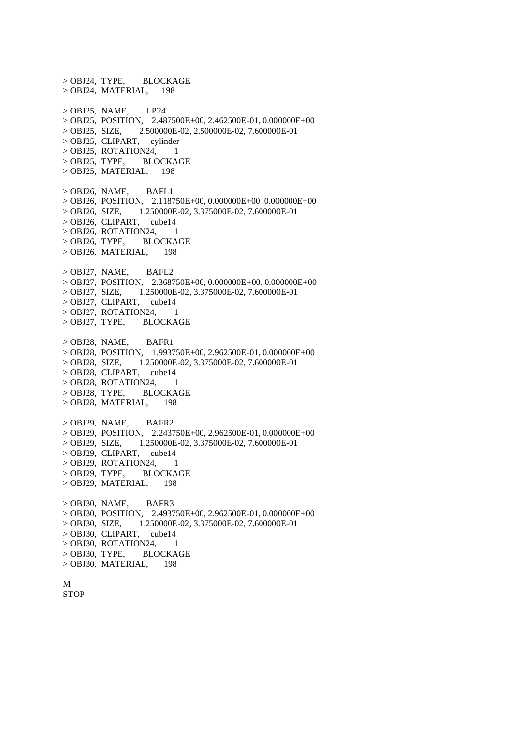```
> OBJ24,  TYPE,       BLOCKAGE
> OBJ24,  MATERIAL,     198

> OBJ25,  NAME,       LP24
> OBJ25,  POSITION,    2.487500E+00, 2.462500E-01, 0.000000E+00
> OBJ25,  SIZE,       2.500000E-02, 2.500000E-02, 7.600000E-01
> OBJ25,  CLIPART,    cylinder
> OBJ25,  ROTATION24,      1
> OBJ25,  TYPE,       BLOCKAGE
> OBJ25,  MATERIAL,     198

> OBJ26,  NAME,       BAFL1
> OBJ26,  POSITION,    2.118750E+00, 0.000000E+00, 0.000000E+00
> OBJ26,  SIZE,       1.250000E-02, 3.375000E-02, 7.600000E-01
> OBJ26,  CLIPART,    cube14
> OBJ26,  ROTATION24,      1
> OBJ26,  TYPE,       BLOCKAGE
> OBJ26,  MATERIAL,     198

> OBJ27,  NAME,       BAFL2
> OBJ27,  POSITION,    2.368750E+00, 0.000000E+00, 0.000000E+00
> OBJ27,  SIZE,       1.250000E-02, 3.375000E-02, 7.600000E-01
> OBJ27,  CLIPART,    cube14
> OBJ27,  ROTATION24,      1
> OBJ27,  TYPE,       BLOCKAGE

> OBJ28,  NAME,       BAFR1
> OBJ28,  POSITION,    1.993750E+00, 2.962500E-01, 0.000000E+00
> OBJ28,  SIZE,       1.250000E-02, 3.375000E-02, 7.600000E-01
> OBJ28,  CLIPART,    cube14
> OBJ28,  ROTATION24,      1
> OBJ28,  TYPE,       BLOCKAGE
> OBJ28,  MATERIAL,     198

> OBJ29,  NAME,       BAFR2
> OBJ29,  POSITION,    2.243750E+00, 2.962500E-01, 0.000000E+00
> OBJ29,  SIZE,       1.250000E-02, 3.375000E-02, 7.600000E-01
> OBJ29,  CLIPART,    cube14
> OBJ29,  ROTATION24,      1
> OBJ29,  TYPE,       BLOCKAGE
> OBJ29,  MATERIAL,     198

> OBJ30,  NAME,       BAFR3
> OBJ30,  POSITION,    2.493750E+00, 2.962500E-01, 0.000000E+00
> OBJ30,  SIZE,       1.250000E-02, 3.375000E-02, 7.600000E-01
> OBJ30,  CLIPART,    cube14
> OBJ30,  ROTATION24,      1
> OBJ30,  TYPE,       BLOCKAGE
> OBJ30,  MATERIAL,     198

M
STOP
```